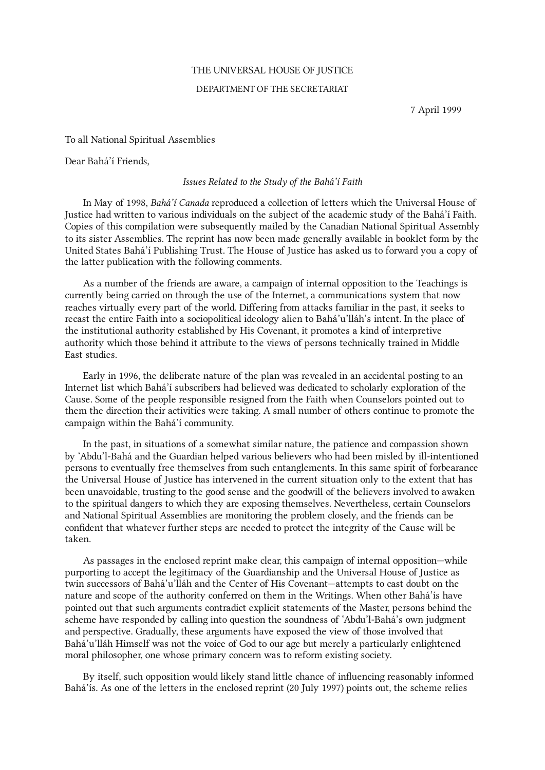THE UNIVERSAL HOUSE OF JUSTICE

DEPARTMENT OF THE SECRETARIAT

7 April 1999

To all National Spiritual Assemblies

Dear Bahá'í Friends,

*Issues Related to the Study of the Bahá'í Faith*

In May of 1998, *Bahá'í Canada* reproduced a collection of letters which the Universal House of Justice had written to various individuals on the subject of the academic study of the Bahá'í Faith. Copies of this compilation were subsequently mailed by the Canadian National Spiritual Assembly to its sister Assemblies. The reprint has now been made generally available in booklet form by the United States Bahá'í Publishing Trust. The House of Justice has asked us to forward you a copy of the latter publication with the following comments.

As a number of the friends are aware, a campaign of internal opposition to the Teachings is currently being carried on through the use of the Internet, a communications system that now reaches virtually every part of the world. Differing from attacks familiar in the past, it seeks to recast the entire Faith into a sociopolitical ideology alien to Bahá'u'lláh's intent. In the place of the institutional authority established by His Covenant, it promotes a kind of interpretive authority which those behind it attribute to the views of persons technically trained in Middle East studies.

Early in 1996, the deliberate nature of the plan was revealed in an accidental posting to an Internet list which Bahá'í subscribers had believed was dedicated to scholarly exploration of the Cause. Some of the people responsible resigned from the Faith when Counselors pointed out to them the direction their activities were taking. A small number of others continue to promote the campaign within the Bahá'í community.

In the past, in situations of a somewhat similar nature, the patience and compassion shown by 'Abdu'l-Bahá and the Guardian helped various believers who had been misled by ill-intentioned persons to eventually free themselves from such entanglements. In this same spirit of forbearance the Universal House of Justice has intervened in the current situation only to the extent that has been unavoidable, trusting to the good sense and the goodwill of the believers involved to awaken to the spiritual dangers to which they are exposing themselves. Nevertheless, certain Counselors and National Spiritual Assemblies are monitoring the problem closely, and the friends can be confident that whatever further steps are needed to protect the integrity of the Cause will be taken.

As passages in the enclosed reprint make clear, this campaign of internal opposition—while purporting to accept the legitimacy of the Guardianship and the Universal House of Justice as twin successors of Bahá'u'lláh and the Center of His Covenant—attempts to cast doubt on the nature and scope of the authority conferred on them in the Writings. When other Bahá'ís have pointed out that such arguments contradict explicit statements of the Master, persons behind the scheme have responded by calling into question the soundness of 'Abdu'l-Bahá's own judgment and perspective. Gradually, these arguments have exposed the view of those involved that Bahá'u'lláh Himself was not the voice of God to our age but merely a particularly enlightened moral philosopher, one whose primary concern was to reform existing society.

By itself, such opposition would likely stand little chance of influencing reasonably informed Bahá'ís. As one of the letters in the enclosed reprint (20 July 1997) points out, the scheme relies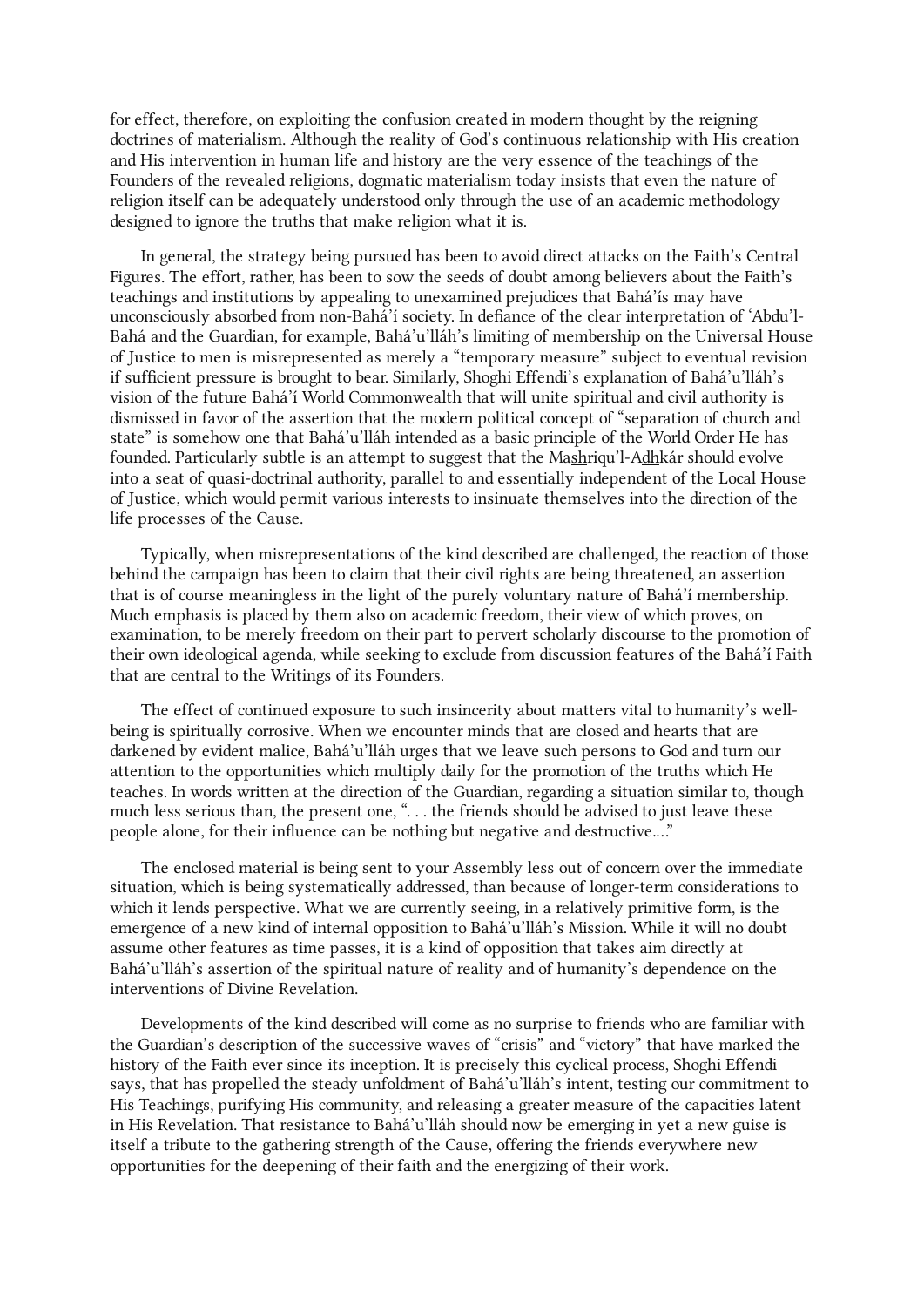for effect, therefore, on exploiting the confusion created in modern thought by the reigning doctrines of materialism. Although the reality of God's continuous relationship with His creation and His intervention in human life and history are the very essence of the teachings of the Founders of the revealed religions, dogmatic materialism today insists that even the nature of religion itself can be adequately understood only through the use of an academic methodology designed to ignore the truths that make religion what it is.

In general, the strategy being pursued has been to avoid direct attacks on the Faith's Central Figures. The effort, rather, has been to sow the seeds of doubt among believers about the Faith's teachings and institutions by appealing to unexamined prejudices that Bahá'ís may have unconsciously absorbed from non-Bahá'í society. In defiance of the clear interpretation of 'Abdu'l-Bahá and the Guardian, for example, Bahá'u'lláh's limiting of membership on the Universal House of Justice to men is misrepresented as merely a "temporary measure" subject to eventual revision if sufficient pressure is brought to bear. Similarly, Shoghi Effendi's explanation of Bahá'u'lláh's vision of the future Bahá'í World Commonwealth that will unite spiritual and civil authority is dismissed in favor of the assertion that the modern political concept of "separation of church and state" is somehow one that Bahá'u'lláh intended as a basic principle of the World Order He has founded. Particularly subtle is an attempt to suggest that the Mashriqu'l-Adhkár should evolve into a seat of quasi-doctrinal authority, parallel to and essentially independent of the Local House of Justice, which would permit various interests to insinuate themselves into the direction of the life processes of the Cause.

Typically, when misrepresentations of the kind described are challenged, the reaction of those behind the campaign has been to claim that their civil rights are being threatened, an assertion that is of course meaningless in the light of the purely voluntary nature of Bahá'í membership. Much emphasis is placed by them also on academic freedom, their view of which proves, on examination, to be merely freedom on their part to pervert scholarly discourse to the promotion of their own ideological agenda, while seeking to exclude from discussion features of the Bahá'í Faith that are central to the Writings of its Founders.

The effect of continued exposure to such insincerity about matters vital to humanity's well-being is spiritually corrosive. When we encounter minds that are closed and hearts that are darkened by evident malice, Bahá'u'lláh urges that we leave such persons to God and turn our attention to the opportunities which multiply daily for the promotion of the truths which He teaches. In words written at the direction of the Guardian, regarding a situation similar to, though much less serious than, the present one, ". . . the friends should be advised to just leave these people alone, for their influence can be nothing but negative and destructive...."

The enclosed material is being sent to your Assembly less out of concern over the immediate situation, which is being systematically addressed, than because of longer-term considerations to which it lends perspective. What we are currently seeing, in a relatively primitive form, is the emergence of a new kind of internal opposition to Bahá'u'lláh's Mission. While it will no doubt assume other features as time passes, it is a kind of opposition that takes aim directly at Bahá'u'lláh's assertion of the spiritual nature of reality and of humanity's dependence on the interventions of Divine Revelation.

Developments of the kind described will come as no surprise to friends who are familiar with the Guardian's description of the successive waves of "crisis" and "victory" that have marked the history of the Faith ever since its inception. It is precisely this cyclical process, Shoghi Effendi says, that has propelled the steady unfoldment of Bahá'u'lláh's intent, testing our commitment to His Teachings, purifying His community, and releasing a greater measure of the capacities latent in His Revelation. That resistance to Bahá'u'lláh should now be emerging in yet a new guise is itself a tribute to the gathering strength of the Cause, offering the friends everywhere new opportunities for the deepening of their faith and the energizing of their work.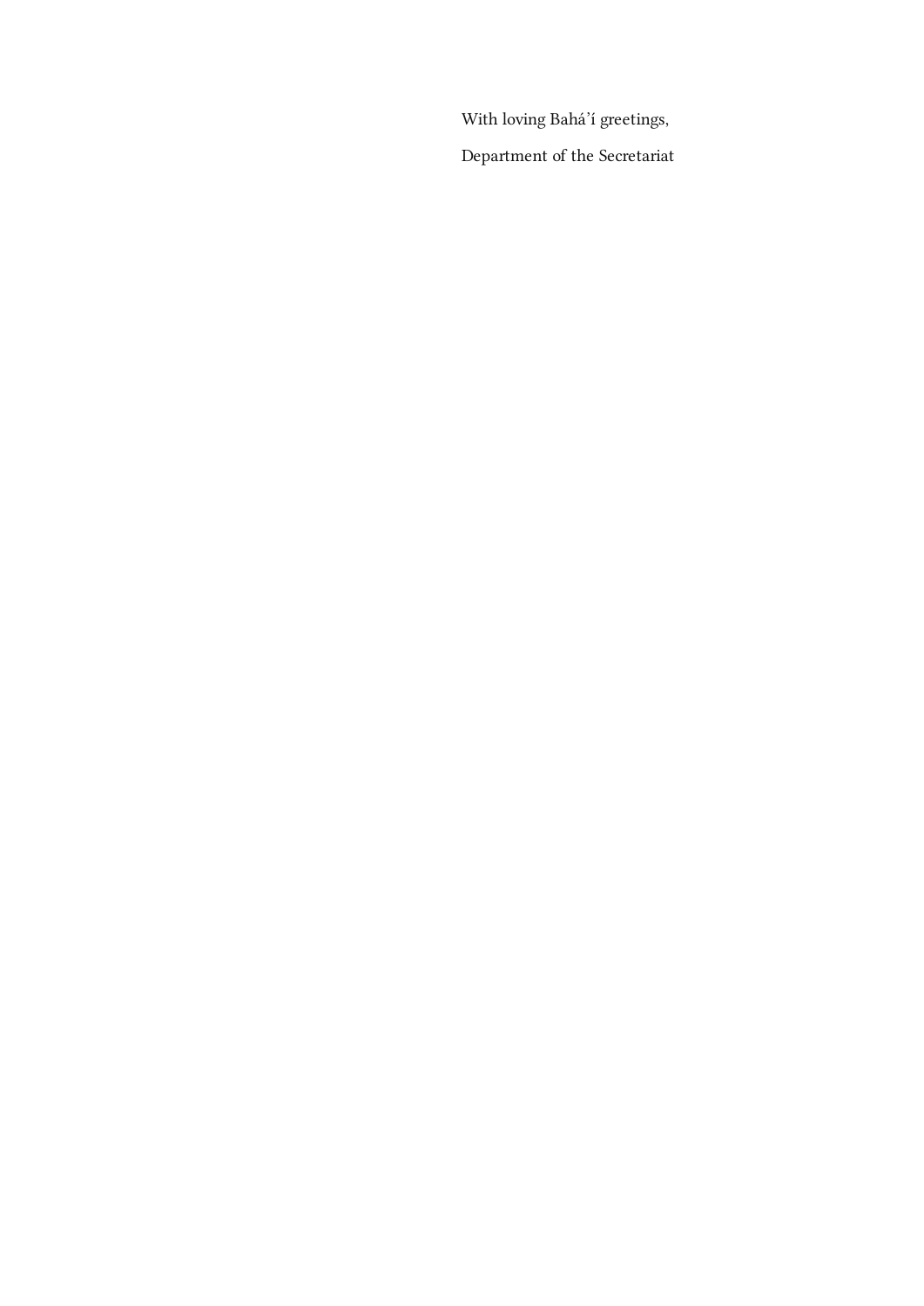With loving Bahá’í greetings,

Department of the Secretariat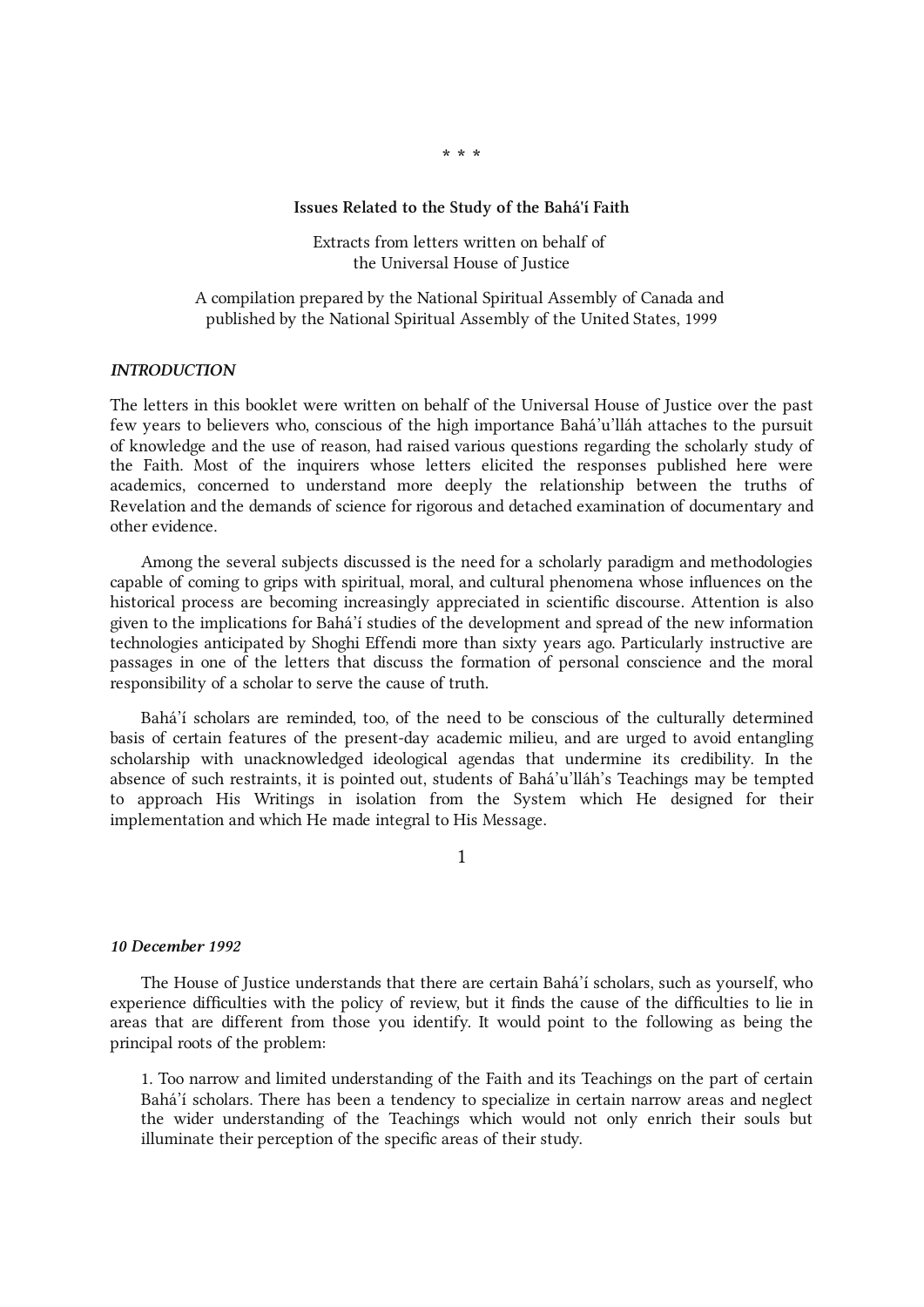\* \* \*

### Issues Related to the Study of the Bahá'í Faith

Extracts from letters written on behalf of the Universal House of Justice

A compilation prepared by the National Spiritual Assembly of Canada and published by the National Spiritual Assembly of the United States, 1999

#### *INTRODUCTION*

The letters in this booklet were written on behalf of the Universal House of Justice over the past few years to believers who, conscious of the high importance Bahá'u'lláh attaches to the pursuit of knowledge and the use of reason, had raised various questions regarding the scholarly study of the Faith. Most of the inquirers whose letters elicited the responses published here were academics, concerned to understand more deeply the relationship between the truths of Revelation and the demands of science for rigorous and detached examination of documentary and other evidence.

Among the several subjects discussed is the need for a scholarly paradigm and methodologies capable of coming to grips with spiritual, moral, and cultural phenomena whose influences on the historical process are becoming increasingly appreciated in scientific discourse. Attention is also given to the implications for Bahá'í studies of the development and spread of the new information technologies anticipated by Shoghi Effendi more than sixty years ago. Particularly instructive are passages in one of the letters that discuss the formation of personal conscience and the moral responsibility of a scholar to serve the cause of truth.

Bahá'í scholars are reminded, too, of the need to be conscious of the culturally determined basis of certain features of the present-day academic milieu, and are urged to avoid entangling scholarship with unacknowledged ideological agendas that undermine its credibility. In the absence of such restraints, it is pointed out, students of Bahá'u'lláh's Teachings may be tempted to approach His Writings in isolation from the System which He designed for their implementation and which He made integral to His Message.

1

#### *10 December 1992*

The House of Justice understands that there are certain Bahá'í scholars, such as yourself, who experience difficulties with the policy of review, but it finds the cause of the difficulties to lie in areas that are different from those you identify. It would point to the following as being the principal roots of the problem:

1. Too narrow and limited understanding of the Faith and its Teachings on the part of certain Bahá'í scholars. There has been a tendency to specialize in certain narrow areas and neglect the wider understanding of the Teachings which would not only enrich their souls but illuminate their perception of the specific areas of their study.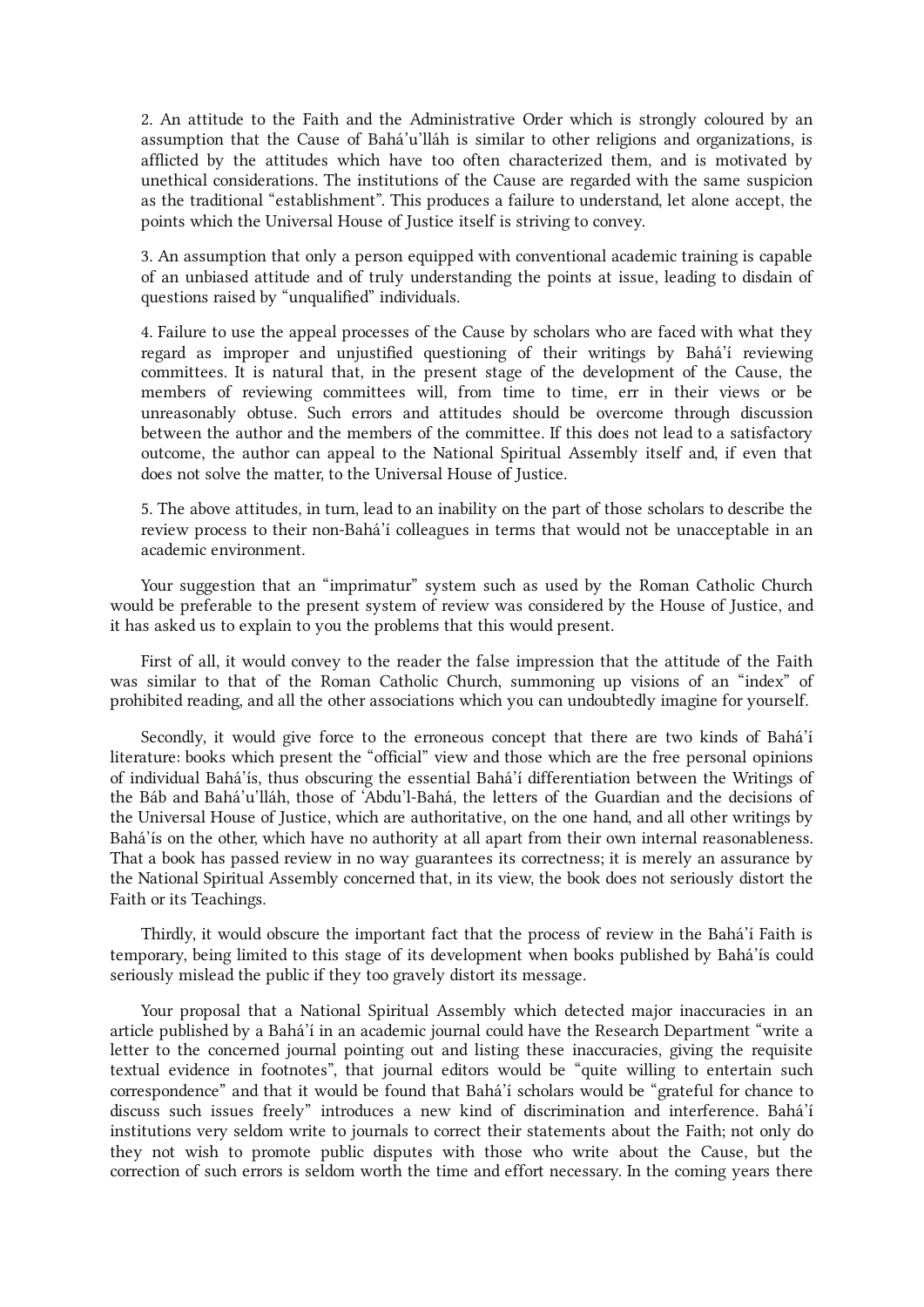2. An attitude to the Faith and the Administrative Order which is strongly coloured by an assumption that the Cause of Bahá'u'lláh is similar to other religions and organizations, is afflicted by the attitudes which have too often characterized them, and is motivated by unethical considerations. The institutions of the Cause are regarded with the same suspicion as the traditional "establishment". This produces a failure to understand, let alone accept, the points which the Universal House of Justice itself is striving to convey.

3. An assumption that only a person equipped with conventional academic training is capable of an unbiased attitude and of truly understanding the points at issue, leading to disdain of questions raised by "unqualified" individuals.

4. Failure to use the appeal processes of the Cause by scholars who are faced with what they regard as improper and unjustified questioning of their writings by Bahá'í reviewing committees. It is natural that, in the present stage of the development of the Cause, the members of reviewing committees will, from time to time, err in their views or be unreasonably obtuse. Such errors and attitudes should be overcome through discussion between the author and the members of the committee. If this does not lead to a satisfactory outcome, the author can appeal to the National Spiritual Assembly itself and, if even that does not solve the matter, to the Universal House of Justice.

5. The above attitudes, in turn, lead to an inability on the part of those scholars to describe the review process to their non-Bahá'í colleagues in terms that would not be unacceptable in an academic environment.

Your suggestion that an "imprimatur" system such as used by the Roman Catholic Church would be preferable to the present system of review was considered by the House of Justice, and it has asked us to explain to you the problems that this would present.

First of all, it would convey to the reader the false impression that the attitude of the Faith was similar to that of the Roman Catholic Church, summoning up visions of an "index" of prohibited reading, and all the other associations which you can undoubtedly imagine for yourself.

Secondly, it would give force to the erroneous concept that there are two kinds of Bahá'í literature: books which present the "official" view and those which are the free personal opinions of individual Bahá'ís, thus obscuring the essential Bahá'í differentiation between the Writings of the Báb and Bahá'u'lláh, those of 'Abdu'l-Bahá, the letters of the Guardian and the decisions of the Universal House of Justice, which are authoritative, on the one hand, and all other writings by Bahá'ís on the other, which have no authority at all apart from their own internal reasonableness. That a book has passed review in no way guarantees its correctness; it is merely an assurance by the National Spiritual Assembly concerned that, in its view, the book does not seriously distort the Faith or its Teachings.

Thirdly, it would obscure the important fact that the process of review in the Bahá'í Faith is temporary, being limited to this stage of its development when books published by Bahá'ís could seriously mislead the public if they too gravely distort its message.

Your proposal that a National Spiritual Assembly which detected major inaccuracies in an article published by a Bahá'í in an academic journal could have the Research Department "write a letter to the concerned journal pointing out and listing these inaccuracies, giving the requisite textual evidence in footnotes", that journal editors would be "quite willing to entertain such correspondence" and that it would be found that Bahá'í scholars would be "grateful for chance to discuss such issues freely" introduces a new kind of discrimination and interference. Bahá'í institutions very seldom write to journals to correct their statements about the Faith; not only do they not wish to promote public disputes with those who write about the Cause, but the correction of such errors is seldom worth the time and effort necessary. In the coming years there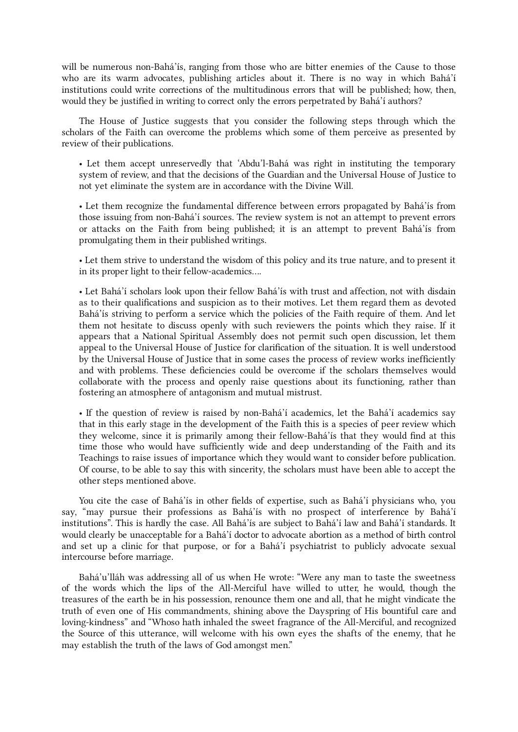will be numerous non-Bahá'ís, ranging from those who are bitter enemies of the Cause to those who are its warm advocates, publishing articles about it. There is no way in which Bahá'í institutions could write corrections of the multitudinous errors that will be published; how, then, would they be justified in writing to correct only the errors perpetrated by Bahá'í authors?

The House of Justice suggests that you consider the following steps through which the scholars of the Faith can overcome the problems which some of them perceive as presented by review of their publications.

> • Let them accept unreservedly that 'Abdu'l-Bahá was right in instituting the temporary system of review, and that the decisions of the Guardian and the Universal House of Justice to not yet eliminate the system are in accordance with the Divine Will.
>
> • Let them recognize the fundamental difference between errors propagated by Bahá'ís from those issuing from non-Bahá'í sources. The review system is not an attempt to prevent errors or attacks on the Faith from being published; it is an attempt to prevent Bahá'ís from promulgating them in their published writings.
>
> • Let them strive to understand the wisdom of this policy and its true nature, and to present it in its proper light to their fellow-academics….
>
> • Let Bahá'í scholars look upon their fellow Bahá'ís with trust and affection, not with disdain as to their qualifications and suspicion as to their motives. Let them regard them as devoted Bahá'ís striving to perform a service which the policies of the Faith require of them. And let them not hesitate to discuss openly with such reviewers the points which they raise. If it appears that a National Spiritual Assembly does not permit such open discussion, let them appeal to the Universal House of Justice for clarification of the situation. It is well understood by the Universal House of Justice that in some cases the process of review works inefficiently and with problems. These deficiencies could be overcome if the scholars themselves would collaborate with the process and openly raise questions about its functioning, rather than fostering an atmosphere of antagonism and mutual mistrust.
>
> • If the question of review is raised by non-Bahá'í academics, let the Bahá'í academics say that in this early stage in the development of the Faith this is a species of peer review which they welcome, since it is primarily among their fellow-Bahá'ís that they would find at this time those who would have sufficiently wide and deep understanding of the Faith and its Teachings to raise issues of importance which they would want to consider before publication. Of course, to be able to say this with sincerity, the scholars must have been able to accept the other steps mentioned above.

You cite the case of Bahá'ís in other fields of expertise, such as Bahá'í physicians who, you say, "may pursue their professions as Bahá'ís with no prospect of interference by Bahá'í institutions". This is hardly the case. All Bahá'ís are subject to Bahá'í law and Bahá'í standards. It would clearly be unacceptable for a Bahá'í doctor to advocate abortion as a method of birth control and set up a clinic for that purpose, or for a Bahá'í psychiatrist to publicly advocate sexual intercourse before marriage.

Bahá'u'lláh was addressing all of us when He wrote: "Were any man to taste the sweetness of the words which the lips of the All-Merciful have willed to utter, he would, though the treasures of the earth be in his possession, renounce them one and all, that he might vindicate the truth of even one of His commandments, shining above the Dayspring of His bountiful care and loving-kindness" and "Whoso hath inhaled the sweet fragrance of the All-Merciful, and recognized the Source of this utterance, will welcome with his own eyes the shafts of the enemy, that he may establish the truth of the laws of God amongst men."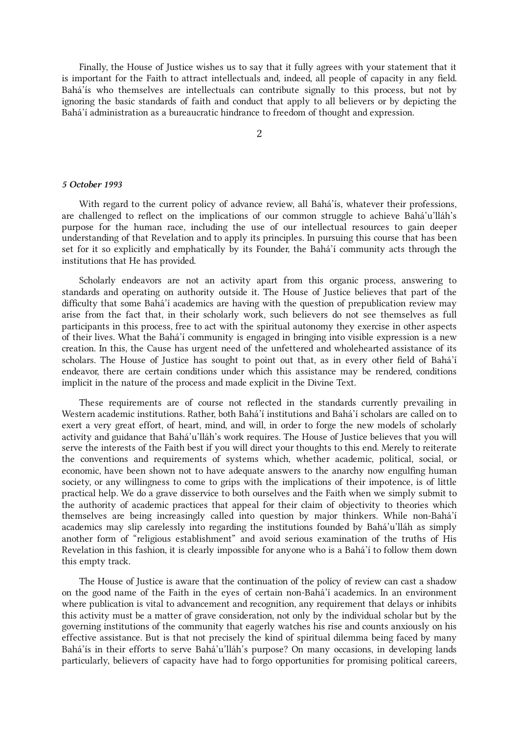Finally, the House of Justice wishes us to say that it fully agrees with your statement that it is important for the Faith to attract intellectuals and, indeed, all people of capacity in any field. Bahá'ís who themselves are intellectuals can contribute signally to this process, but not by ignoring the basic standards of faith and conduct that apply to all believers or by depicting the Bahá'í administration as a bureaucratic hindrance to freedom of thought and expression.

## 2

***5 October 1993***

With regard to the current policy of advance review, all Bahá'ís, whatever their professions, are challenged to reflect on the implications of our common struggle to achieve Bahá'u'lláh's purpose for the human race, including the use of our intellectual resources to gain deeper understanding of that Revelation and to apply its principles. In pursuing this course that has been set for it so explicitly and emphatically by its Founder, the Bahá'í community acts through the institutions that He has provided.

Scholarly endeavors are not an activity apart from this organic process, answering to standards and operating on authority outside it. The House of Justice believes that part of the difficulty that some Bahá'í academics are having with the question of prepublication review may arise from the fact that, in their scholarly work, such believers do not see themselves as full participants in this process, free to act with the spiritual autonomy they exercise in other aspects of their lives. What the Bahá'í community is engaged in bringing into visible expression is a new creation. In this, the Cause has urgent need of the unfettered and wholehearted assistance of its scholars. The House of Justice has sought to point out that, as in every other field of Bahá'í endeavor, there are certain conditions under which this assistance may be rendered, conditions implicit in the nature of the process and made explicit in the Divine Text.

These requirements are of course not reflected in the standards currently prevailing in Western academic institutions. Rather, both Bahá'í institutions and Bahá'í scholars are called on to exert a very great effort, of heart, mind, and will, in order to forge the new models of scholarly activity and guidance that Bahá'u'lláh's work requires. The House of Justice believes that you will serve the interests of the Faith best if you will direct your thoughts to this end. Merely to reiterate the conventions and requirements of systems which, whether academic, political, social, or economic, have been shown not to have adequate answers to the anarchy now engulfing human society, or any willingness to come to grips with the implications of their impotence, is of little practical help. We do a grave disservice to both ourselves and the Faith when we simply submit to the authority of academic practices that appeal for their claim of objectivity to theories which themselves are being increasingly called into question by major thinkers. While non-Bahá'í academics may slip carelessly into regarding the institutions founded by Bahá'u'lláh as simply another form of "religious establishment" and avoid serious examination of the truths of His Revelation in this fashion, it is clearly impossible for anyone who is a Bahá'í to follow them down this empty track.

The House of Justice is aware that the continuation of the policy of review can cast a shadow on the good name of the Faith in the eyes of certain non-Bahá'í academics. In an environment where publication is vital to advancement and recognition, any requirement that delays or inhibits this activity must be a matter of grave consideration, not only by the individual scholar but by the governing institutions of the community that eagerly watches his rise and counts anxiously on his effective assistance. But is that not precisely the kind of spiritual dilemma being faced by many Bahá'ís in their efforts to serve Bahá'u'lláh's purpose? On many occasions, in developing lands particularly, believers of capacity have had to forgo opportunities for promising political careers,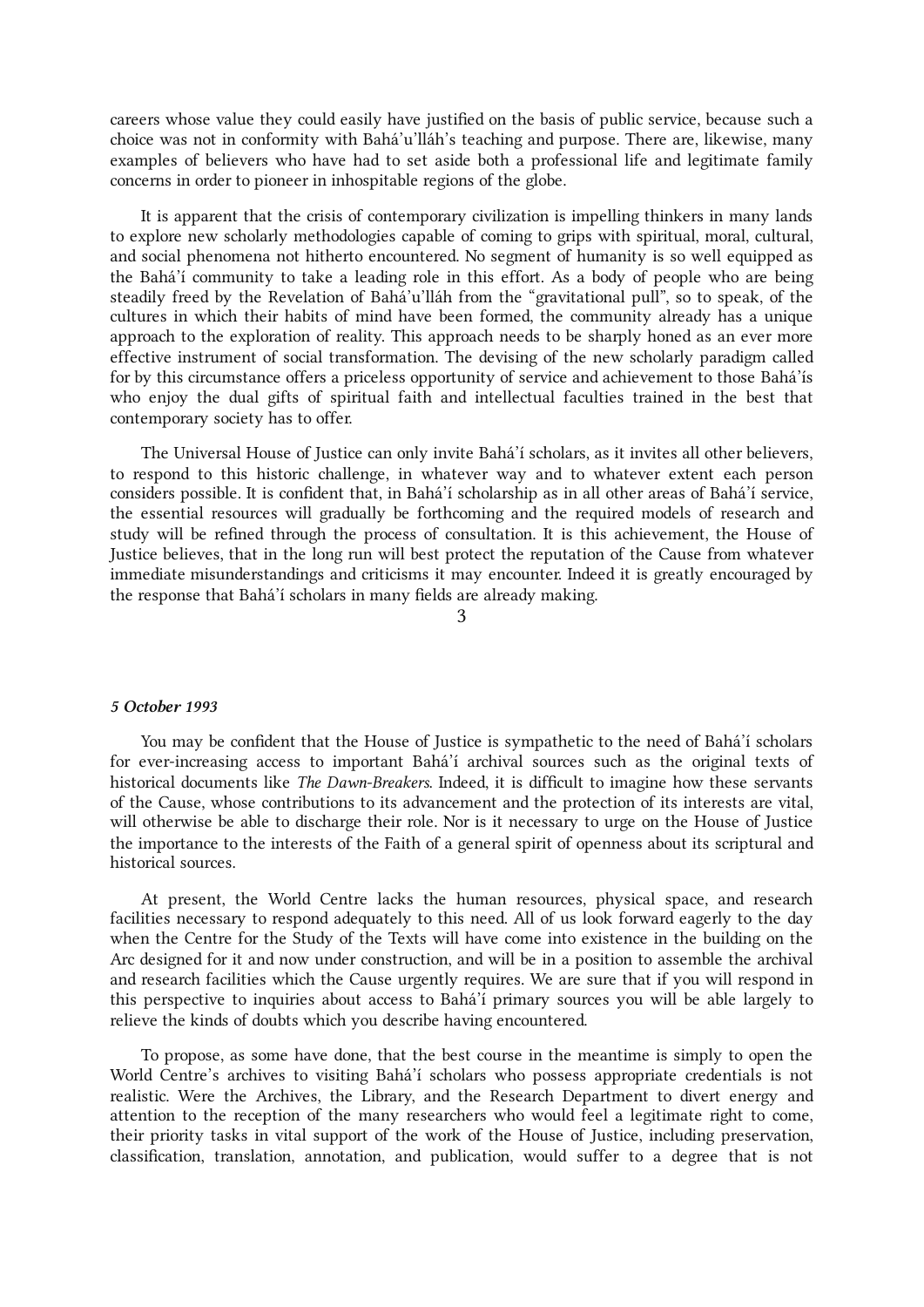careers whose value they could easily have justified on the basis of public service, because such a choice was not in conformity with Bahá'u'lláh's teaching and purpose. There are, likewise, many examples of believers who have had to set aside both a professional life and legitimate family concerns in order to pioneer in inhospitable regions of the globe.

It is apparent that the crisis of contemporary civilization is impelling thinkers in many lands to explore new scholarly methodologies capable of coming to grips with spiritual, moral, cultural, and social phenomena not hitherto encountered. No segment of humanity is so well equipped as the Bahá'í community to take a leading role in this effort. As a body of people who are being steadily freed by the Revelation of Bahá'u'lláh from the "gravitational pull", so to speak, of the cultures in which their habits of mind have been formed, the community already has a unique approach to the exploration of reality. This approach needs to be sharply honed as an ever more effective instrument of social transformation. The devising of the new scholarly paradigm called for by this circumstance offers a priceless opportunity of service and achievement to those Bahá'ís who enjoy the dual gifts of spiritual faith and intellectual faculties trained in the best that contemporary society has to offer.

The Universal House of Justice can only invite Bahá'í scholars, as it invites all other believers, to respond to this historic challenge, in whatever way and to whatever extent each person considers possible. It is confident that, in Bahá'í scholarship as in all other areas of Bahá'í service, the essential resources will gradually be forthcoming and the required models of research and study will be refined through the process of consultation. It is this achievement, the House of Justice believes, that in the long run will best protect the reputation of the Cause from whatever immediate misunderstandings and criticisms it may encounter. Indeed it is greatly encouraged by the response that Bahá'í scholars in many fields are already making.

3

***5 October 1993***

You may be confident that the House of Justice is sympathetic to the need of Bahá'í scholars for ever-increasing access to important Bahá'í archival sources such as the original texts of historical documents like *The Dawn-Breakers*. Indeed, it is difficult to imagine how these servants of the Cause, whose contributions to its advancement and the protection of its interests are vital, will otherwise be able to discharge their role. Nor is it necessary to urge on the House of Justice the importance to the interests of the Faith of a general spirit of openness about its scriptural and historical sources.

At present, the World Centre lacks the human resources, physical space, and research facilities necessary to respond adequately to this need. All of us look forward eagerly to the day when the Centre for the Study of the Texts will have come into existence in the building on the Arc designed for it and now under construction, and will be in a position to assemble the archival and research facilities which the Cause urgently requires. We are sure that if you will respond in this perspective to inquiries about access to Bahá'í primary sources you will be able largely to relieve the kinds of doubts which you describe having encountered.

To propose, as some have done, that the best course in the meantime is simply to open the World Centre's archives to visiting Bahá'í scholars who possess appropriate credentials is not realistic. Were the Archives, the Library, and the Research Department to divert energy and attention to the reception of the many researchers who would feel a legitimate right to come, their priority tasks in vital support of the work of the House of Justice, including preservation, classification, translation, annotation, and publication, would suffer to a degree that is not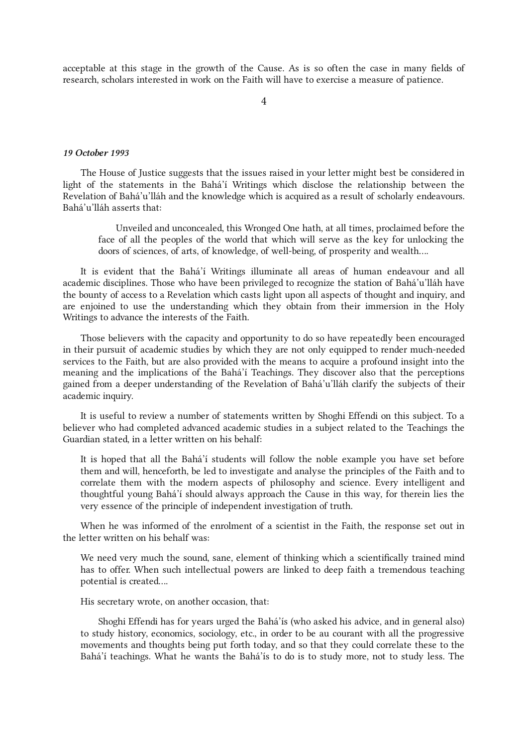acceptable at this stage in the growth of the Cause. As is so often the case in many fields of research, scholars interested in work on the Faith will have to exercise a measure of patience.

4

*19 October 1993*

The House of Justice suggests that the issues raised in your letter might best be considered in light of the statements in the Bahá'í Writings which disclose the relationship between the Revelation of Bahá'u'lláh and the knowledge which is acquired as a result of scholarly endeavours. Bahá'u'lláh asserts that:

> Unveiled and unconcealed, this Wronged One hath, at all times, proclaimed before the face of all the peoples of the world that which will serve as the key for unlocking the doors of sciences, of arts, of knowledge, of well-being, of prosperity and wealth....

It is evident that the Bahá'í Writings illuminate all areas of human endeavour and all academic disciplines. Those who have been privileged to recognize the station of Bahá'u'lláh have the bounty of access to a Revelation which casts light upon all aspects of thought and inquiry, and are enjoined to use the understanding which they obtain from their immersion in the Holy Writings to advance the interests of the Faith.

Those believers with the capacity and opportunity to do so have repeatedly been encouraged in their pursuit of academic studies by which they are not only equipped to render much-needed services to the Faith, but are also provided with the means to acquire a profound insight into the meaning and the implications of the Bahá'í Teachings. They discover also that the perceptions gained from a deeper understanding of the Revelation of Bahá'u'lláh clarify the subjects of their academic inquiry.

It is useful to review a number of statements written by Shoghi Effendi on this subject. To a believer who had completed advanced academic studies in a subject related to the Teachings the Guardian stated, in a letter written on his behalf:

> It is hoped that all the Bahá'í students will follow the noble example you have set before them and will, henceforth, be led to investigate and analyse the principles of the Faith and to correlate them with the modern aspects of philosophy and science. Every intelligent and thoughtful young Bahá'í should always approach the Cause in this way, for therein lies the very essence of the principle of independent investigation of truth.

When he was informed of the enrolment of a scientist in the Faith, the response set out in the letter written on his behalf was:

> We need very much the sound, sane, element of thinking which a scientifically trained mind has to offer. When such intellectual powers are linked to deep faith a tremendous teaching potential is created....

His secretary wrote, on another occasion, that:

> Shoghi Effendi has for years urged the Bahá'ís (who asked his advice, and in general also) to study history, economics, sociology, etc., in order to be au courant with all the progressive movements and thoughts being put forth today, and so that they could correlate these to the Bahá'í teachings. What he wants the Bahá'ís to do is to study more, not to study less. The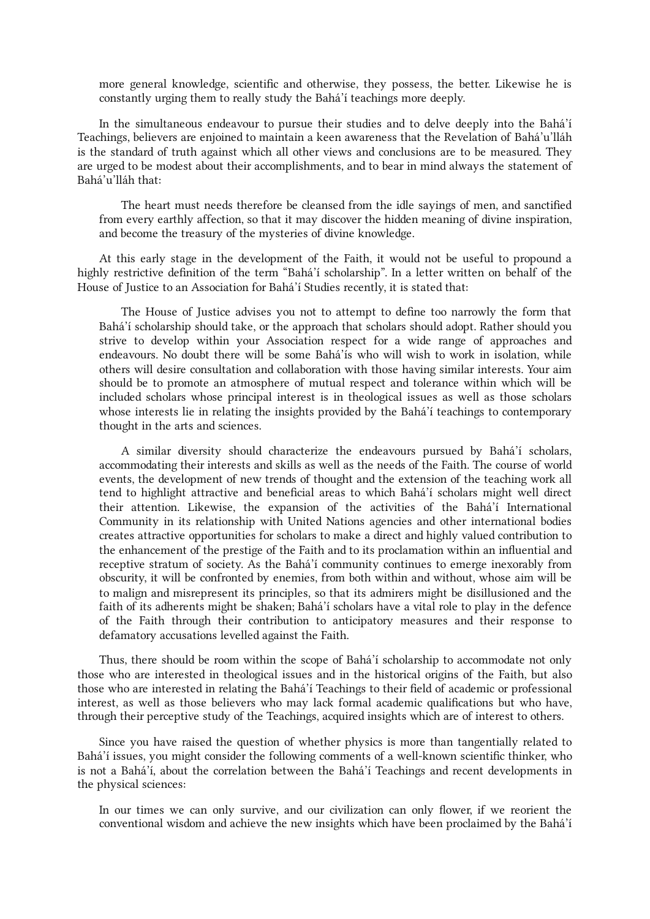more general knowledge, scientific and otherwise, they possess, the better. Likewise he is constantly urging them to really study the Bahá'í teachings more deeply.

In the simultaneous endeavour to pursue their studies and to delve deeply into the Bahá'í Teachings, believers are enjoined to maintain a keen awareness that the Revelation of Bahá'u'lláh is the standard of truth against which all other views and conclusions are to be measured. They are urged to be modest about their accomplishments, and to bear in mind always the statement of Bahá'u'lláh that:

> The heart must needs therefore be cleansed from the idle sayings of men, and sanctified from every earthly affection, so that it may discover the hidden meaning of divine inspiration, and become the treasury of the mysteries of divine knowledge.

At this early stage in the development of the Faith, it would not be useful to propound a highly restrictive definition of the term "Bahá'í scholarship". In a letter written on behalf of the House of Justice to an Association for Bahá'í Studies recently, it is stated that:

> The House of Justice advises you not to attempt to define too narrowly the form that Bahá'í scholarship should take, or the approach that scholars should adopt. Rather should you strive to develop within your Association respect for a wide range of approaches and endeavours. No doubt there will be some Bahá'ís who will wish to work in isolation, while others will desire consultation and collaboration with those having similar interests. Your aim should be to promote an atmosphere of mutual respect and tolerance within which will be included scholars whose principal interest is in theological issues as well as those scholars whose interests lie in relating the insights provided by the Bahá'í teachings to contemporary thought in the arts and sciences.
>
> A similar diversity should characterize the endeavours pursued by Bahá'í scholars, accommodating their interests and skills as well as the needs of the Faith. The course of world events, the development of new trends of thought and the extension of the teaching work all tend to highlight attractive and beneficial areas to which Bahá'í scholars might well direct their attention. Likewise, the expansion of the activities of the Bahá'í International Community in its relationship with United Nations agencies and other international bodies creates attractive opportunities for scholars to make a direct and highly valued contribution to the enhancement of the prestige of the Faith and to its proclamation within an influential and receptive stratum of society. As the Bahá'í community continues to emerge inexorably from obscurity, it will be confronted by enemies, from both within and without, whose aim will be to malign and misrepresent its principles, so that its admirers might be disillusioned and the faith of its adherents might be shaken; Bahá'í scholars have a vital role to play in the defence of the Faith through their contribution to anticipatory measures and their response to defamatory accusations levelled against the Faith.

Thus, there should be room within the scope of Bahá'í scholarship to accommodate not only those who are interested in theological issues and in the historical origins of the Faith, but also those who are interested in relating the Bahá'í Teachings to their field of academic or professional interest, as well as those believers who may lack formal academic qualifications but who have, through their perceptive study of the Teachings, acquired insights which are of interest to others.

Since you have raised the question of whether physics is more than tangentially related to Bahá'í issues, you might consider the following comments of a well-known scientific thinker, who is not a Bahá'í, about the correlation between the Bahá'í Teachings and recent developments in the physical sciences:

> In our times we can only survive, and our civilization can only flower, if we reorient the conventional wisdom and achieve the new insights which have been proclaimed by the Bahá'í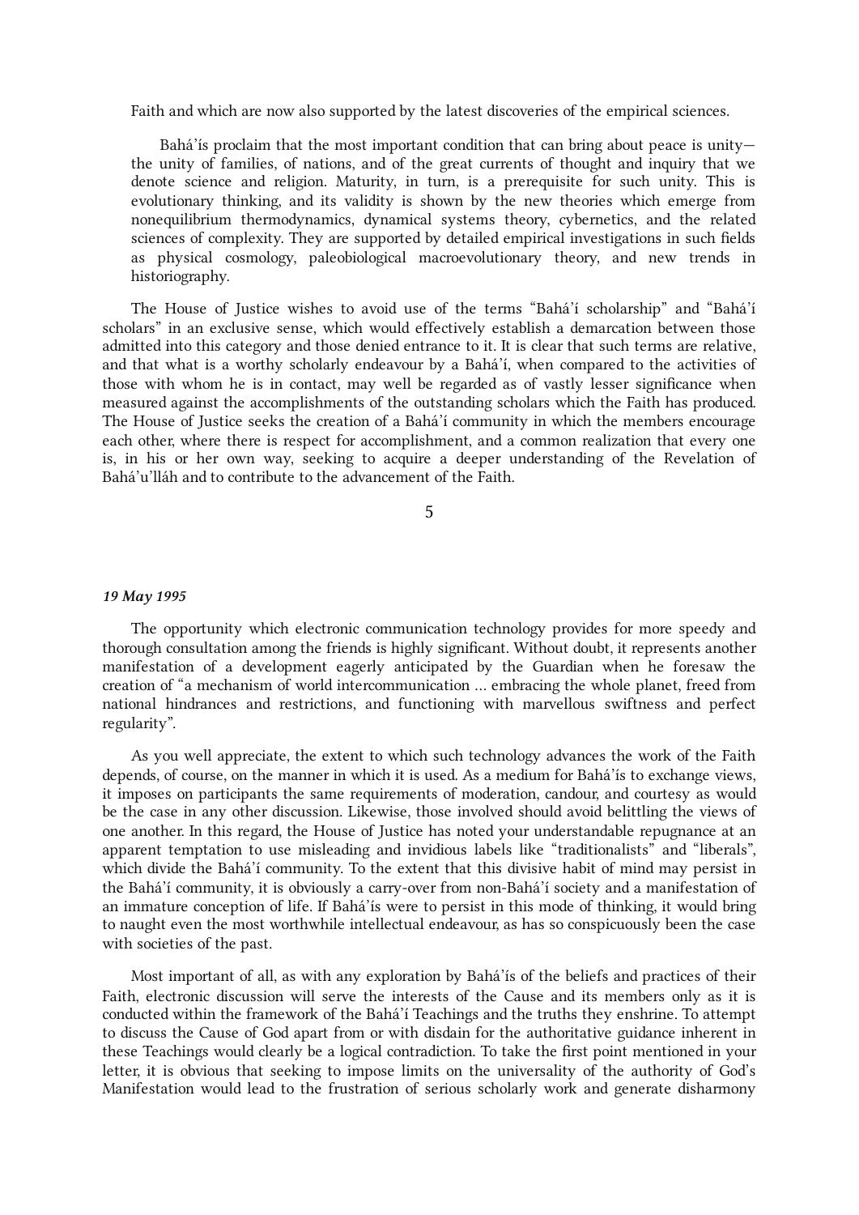Faith and which are now also supported by the latest discoveries of the empirical sciences.

> Bahá'ís proclaim that the most important condition that can bring about peace is unity—the unity of families, of nations, and of the great currents of thought and inquiry that we denote science and religion. Maturity, in turn, is a prerequisite for such unity. This is evolutionary thinking, and its validity is shown by the new theories which emerge from nonequilibrium thermodynamics, dynamical systems theory, cybernetics, and the related sciences of complexity. They are supported by detailed empirical investigations in such fields as physical cosmology, paleobiological macroevolutionary theory, and new trends in historiography.

The House of Justice wishes to avoid use of the terms "Bahá'í scholarship" and "Bahá'í scholars" in an exclusive sense, which would effectively establish a demarcation between those admitted into this category and those denied entrance to it. It is clear that such terms are relative, and that what is a worthy scholarly endeavour by a Bahá'í, when compared to the activities of those with whom he is in contact, may well be regarded as of vastly lesser significance when measured against the accomplishments of the outstanding scholars which the Faith has produced. The House of Justice seeks the creation of a Bahá'í community in which the members encourage each other, where there is respect for accomplishment, and a common realization that every one is, in his or her own way, seeking to acquire a deeper understanding of the Revelation of Bahá'u'lláh and to contribute to the advancement of the Faith.

## 5

*19 May 1995*

The opportunity which electronic communication technology provides for more speedy and thorough consultation among the friends is highly significant. Without doubt, it represents another manifestation of a development eagerly anticipated by the Guardian when he foresaw the creation of "a mechanism of world intercommunication ... embracing the whole planet, freed from national hindrances and restrictions, and functioning with marvellous swiftness and perfect regularity".

As you well appreciate, the extent to which such technology advances the work of the Faith depends, of course, on the manner in which it is used. As a medium for Bahá'ís to exchange views, it imposes on participants the same requirements of moderation, candour, and courtesy as would be the case in any other discussion. Likewise, those involved should avoid belittling the views of one another. In this regard, the House of Justice has noted your understandable repugnance at an apparent temptation to use misleading and invidious labels like "traditionalists" and "liberals", which divide the Bahá'í community. To the extent that this divisive habit of mind may persist in the Bahá'í community, it is obviously a carry-over from non-Bahá'í society and a manifestation of an immature conception of life. If Bahá'ís were to persist in this mode of thinking, it would bring to naught even the most worthwhile intellectual endeavour, as has so conspicuously been the case with societies of the past.

Most important of all, as with any exploration by Bahá'ís of the beliefs and practices of their Faith, electronic discussion will serve the interests of the Cause and its members only as it is conducted within the framework of the Bahá'í Teachings and the truths they enshrine. To attempt to discuss the Cause of God apart from or with disdain for the authoritative guidance inherent in these Teachings would clearly be a logical contradiction. To take the first point mentioned in your letter, it is obvious that seeking to impose limits on the universality of the authority of God's Manifestation would lead to the frustration of serious scholarly work and generate disharmony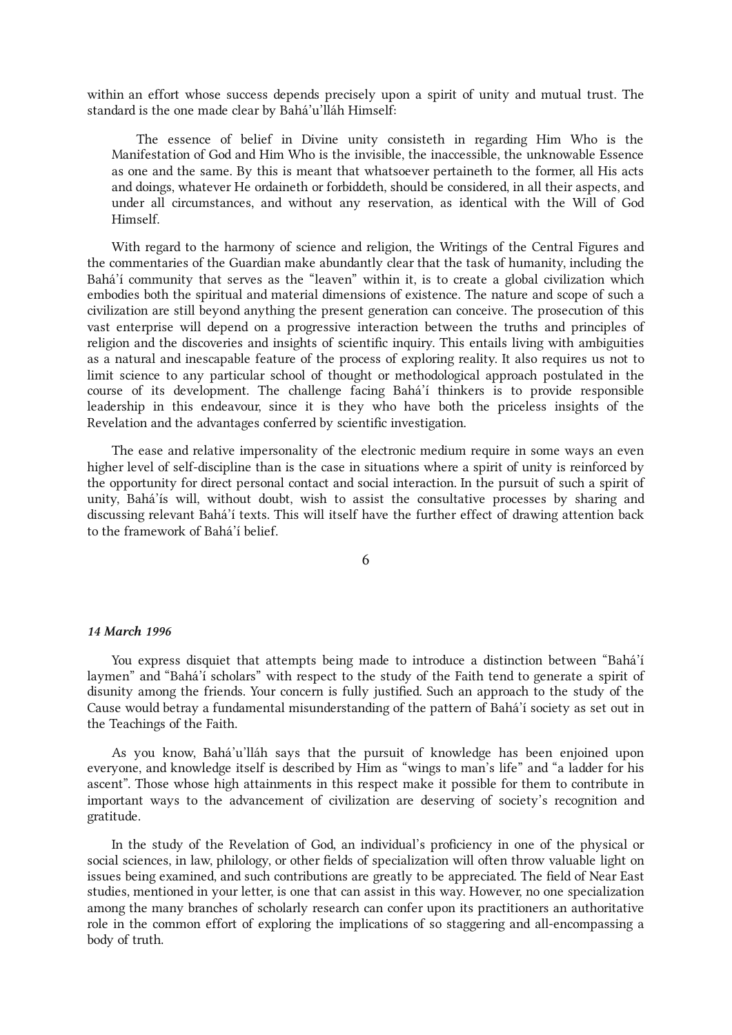within an effort whose success depends precisely upon a spirit of unity and mutual trust. The standard is the one made clear by Bahá'u'lláh Himself:

> The essence of belief in Divine unity consisteth in regarding Him Who is the Manifestation of God and Him Who is the invisible, the inaccessible, the unknowable Essence as one and the same. By this is meant that whatsoever pertaineth to the former, all His acts and doings, whatever He ordaineth or forbiddeth, should be considered, in all their aspects, and under all circumstances, and without any reservation, as identical with the Will of God Himself.

With regard to the harmony of science and religion, the Writings of the Central Figures and the commentaries of the Guardian make abundantly clear that the task of humanity, including the Bahá'í community that serves as the "leaven" within it, is to create a global civilization which embodies both the spiritual and material dimensions of existence. The nature and scope of such a civilization are still beyond anything the present generation can conceive. The prosecution of this vast enterprise will depend on a progressive interaction between the truths and principles of religion and the discoveries and insights of scientific inquiry. This entails living with ambiguities as a natural and inescapable feature of the process of exploring reality. It also requires us not to limit science to any particular school of thought or methodological approach postulated in the course of its development. The challenge facing Bahá'í thinkers is to provide responsible leadership in this endeavour, since it is they who have both the priceless insights of the Revelation and the advantages conferred by scientific investigation.

The ease and relative impersonality of the electronic medium require in some ways an even higher level of self-discipline than is the case in situations where a spirit of unity is reinforced by the opportunity for direct personal contact and social interaction. In the pursuit of such a spirit of unity, Bahá'ís will, without doubt, wish to assist the consultative processes by sharing and discussing relevant Bahá'í texts. This will itself have the further effect of drawing attention back to the framework of Bahá'í belief.

## 6

*14 March 1996*

You express disquiet that attempts being made to introduce a distinction between "Bahá'í laymen" and "Bahá'í scholars" with respect to the study of the Faith tend to generate a spirit of disunity among the friends. Your concern is fully justified. Such an approach to the study of the Cause would betray a fundamental misunderstanding of the pattern of Bahá'í society as set out in the Teachings of the Faith.

As you know, Bahá'u'lláh says that the pursuit of knowledge has been enjoined upon everyone, and knowledge itself is described by Him as "wings to man's life" and "a ladder for his ascent". Those whose high attainments in this respect make it possible for them to contribute in important ways to the advancement of civilization are deserving of society's recognition and gratitude.

In the study of the Revelation of God, an individual's proficiency in one of the physical or social sciences, in law, philology, or other fields of specialization will often throw valuable light on issues being examined, and such contributions are greatly to be appreciated. The field of Near East studies, mentioned in your letter, is one that can assist in this way. However, no one specialization among the many branches of scholarly research can confer upon its practitioners an authoritative role in the common effort of exploring the implications of so staggering and all-encompassing a body of truth.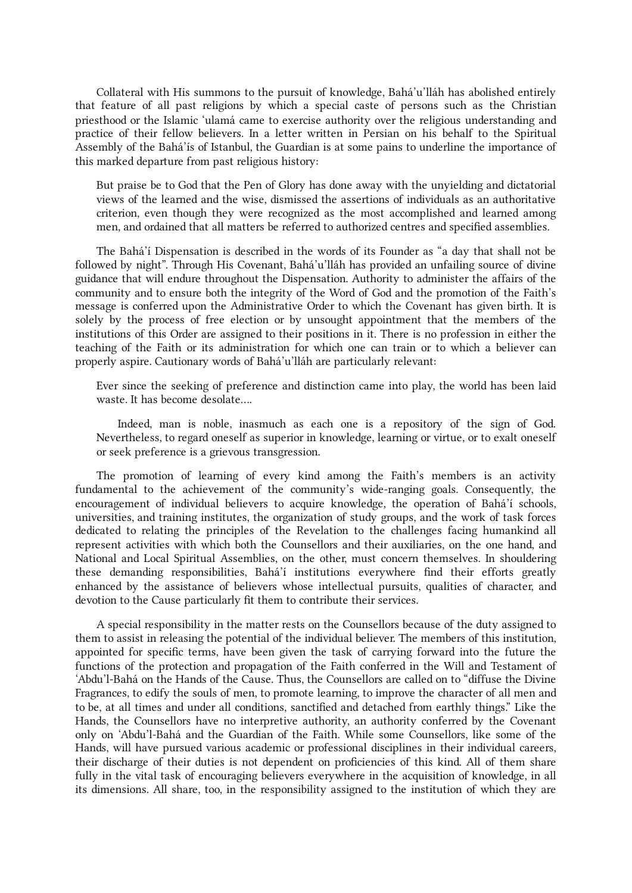Collateral with His summons to the pursuit of knowledge, Bahá'u'lláh has abolished entirely that feature of all past religions by which a special caste of persons such as the Christian priesthood or the Islamic 'ulamá came to exercise authority over the religious understanding and practice of their fellow believers. In a letter written in Persian on his behalf to the Spiritual Assembly of the Bahá'ís of Istanbul, the Guardian is at some pains to underline the importance of this marked departure from past religious history:

> But praise be to God that the Pen of Glory has done away with the unyielding and dictatorial views of the learned and the wise, dismissed the assertions of individuals as an authoritative criterion, even though they were recognized as the most accomplished and learned among men, and ordained that all matters be referred to authorized centres and specified assemblies.

The Bahá'í Dispensation is described in the words of its Founder as "a day that shall not be followed by night". Through His Covenant, Bahá'u'lláh has provided an unfailing source of divine guidance that will endure throughout the Dispensation. Authority to administer the affairs of the community and to ensure both the integrity of the Word of God and the promotion of the Faith's message is conferred upon the Administrative Order to which the Covenant has given birth. It is solely by the process of free election or by unsought appointment that the members of the institutions of this Order are assigned to their positions in it. There is no profession in either the teaching of the Faith or its administration for which one can train or to which a believer can properly aspire. Cautionary words of Bahá'u'lláh are particularly relevant:

> Ever since the seeking of preference and distinction came into play, the world has been laid waste. It has become desolate….
>
> Indeed, man is noble, inasmuch as each one is a repository of the sign of God. Nevertheless, to regard oneself as superior in knowledge, learning or virtue, or to exalt oneself or seek preference is a grievous transgression.

The promotion of learning of every kind among the Faith's members is an activity fundamental to the achievement of the community's wide-ranging goals. Consequently, the encouragement of individual believers to acquire knowledge, the operation of Bahá'í schools, universities, and training institutes, the organization of study groups, and the work of task forces dedicated to relating the principles of the Revelation to the challenges facing humankind all represent activities with which both the Counsellors and their auxiliaries, on the one hand, and National and Local Spiritual Assemblies, on the other, must concern themselves. In shouldering these demanding responsibilities, Bahá'í institutions everywhere find their efforts greatly enhanced by the assistance of believers whose intellectual pursuits, qualities of character, and devotion to the Cause particularly fit them to contribute their services.

A special responsibility in the matter rests on the Counsellors because of the duty assigned to them to assist in releasing the potential of the individual believer. The members of this institution, appointed for specific terms, have been given the task of carrying forward into the future the functions of the protection and propagation of the Faith conferred in the Will and Testament of 'Abdu'l-Bahá on the Hands of the Cause. Thus, the Counsellors are called on to "diffuse the Divine Fragrances, to edify the souls of men, to promote learning, to improve the character of all men and to be, at all times and under all conditions, sanctified and detached from earthly things." Like the Hands, the Counsellors have no interpretive authority, an authority conferred by the Covenant only on 'Abdu'l-Bahá and the Guardian of the Faith. While some Counsellors, like some of the Hands, will have pursued various academic or professional disciplines in their individual careers, their discharge of their duties is not dependent on proficiencies of this kind. All of them share fully in the vital task of encouraging believers everywhere in the acquisition of knowledge, in all its dimensions. All share, too, in the responsibility assigned to the institution of which they are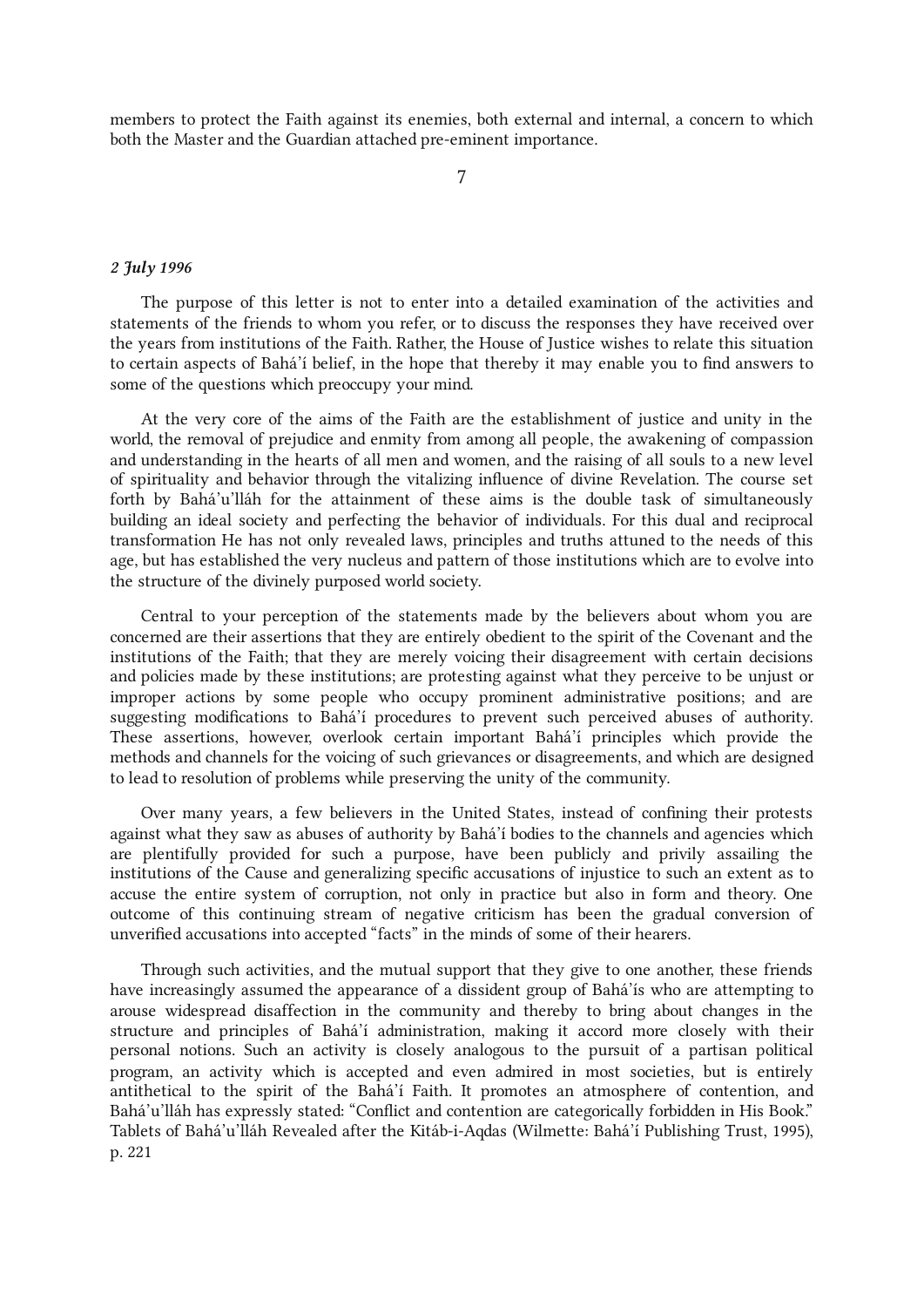members to protect the Faith against its enemies, both external and internal, a concern to which both the Master and the Guardian attached pre-eminent importance.

## 7

*2 July 1996*

The purpose of this letter is not to enter into a detailed examination of the activities and statements of the friends to whom you refer, or to discuss the responses they have received over the years from institutions of the Faith. Rather, the House of Justice wishes to relate this situation to certain aspects of Bahá'í belief, in the hope that thereby it may enable you to find answers to some of the questions which preoccupy your mind.

At the very core of the aims of the Faith are the establishment of justice and unity in the world, the removal of prejudice and enmity from among all people, the awakening of compassion and understanding in the hearts of all men and women, and the raising of all souls to a new level of spirituality and behavior through the vitalizing influence of divine Revelation. The course set forth by Bahá'u'lláh for the attainment of these aims is the double task of simultaneously building an ideal society and perfecting the behavior of individuals. For this dual and reciprocal transformation He has not only revealed laws, principles and truths attuned to the needs of this age, but has established the very nucleus and pattern of those institutions which are to evolve into the structure of the divinely purposed world society.

Central to your perception of the statements made by the believers about whom you are concerned are their assertions that they are entirely obedient to the spirit of the Covenant and the institutions of the Faith; that they are merely voicing their disagreement with certain decisions and policies made by these institutions; are protesting against what they perceive to be unjust or improper actions by some people who occupy prominent administrative positions; and are suggesting modifications to Bahá'í procedures to prevent such perceived abuses of authority. These assertions, however, overlook certain important Bahá'í principles which provide the methods and channels for the voicing of such grievances or disagreements, and which are designed to lead to resolution of problems while preserving the unity of the community.

Over many years, a few believers in the United States, instead of confining their protests against what they saw as abuses of authority by Bahá'í bodies to the channels and agencies which are plentifully provided for such a purpose, have been publicly and privily assailing the institutions of the Cause and generalizing specific accusations of injustice to such an extent as to accuse the entire system of corruption, not only in practice but also in form and theory. One outcome of this continuing stream of negative criticism has been the gradual conversion of unverified accusations into accepted "facts" in the minds of some of their hearers.

Through such activities, and the mutual support that they give to one another, these friends have increasingly assumed the appearance of a dissident group of Bahá'ís who are attempting to arouse widespread disaffection in the community and thereby to bring about changes in the structure and principles of Bahá'í administration, making it accord more closely with their personal notions. Such an activity is closely analogous to the pursuit of a partisan political program, an activity which is accepted and even admired in most societies, but is entirely antithetical to the spirit of the Bahá'í Faith. It promotes an atmosphere of contention, and Bahá'u'lláh has expressly stated: "Conflict and contention are categorically forbidden in His Book." Tablets of Bahá'u'lláh Revealed after the Kitáb-i-Aqdas (Wilmette: Bahá'í Publishing Trust, 1995), p. 221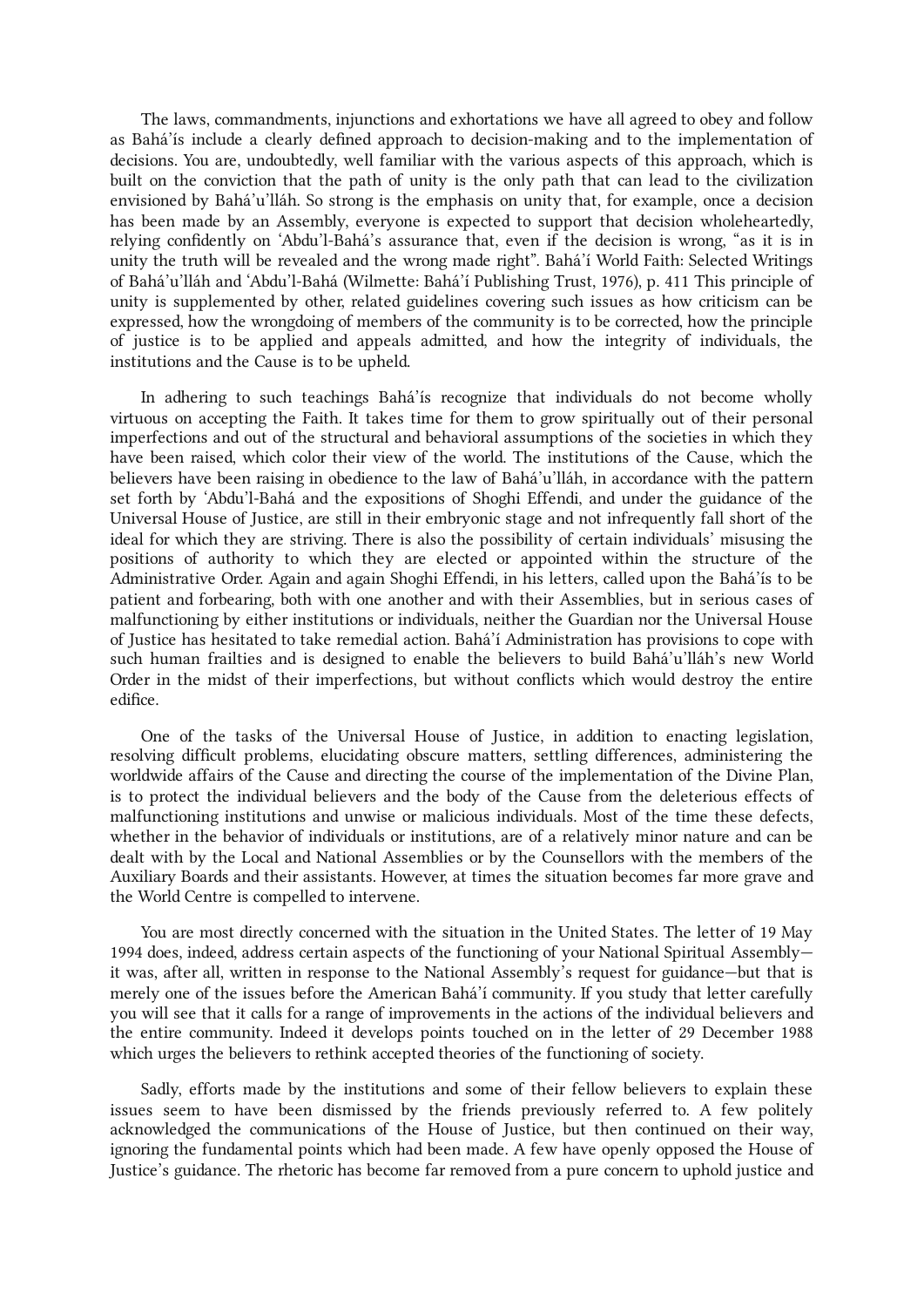The laws, commandments, injunctions and exhortations we have all agreed to obey and follow as Bahá'ís include a clearly defined approach to decision-making and to the implementation of decisions. You are, undoubtedly, well familiar with the various aspects of this approach, which is built on the conviction that the path of unity is the only path that can lead to the civilization envisioned by Bahá'u'lláh. So strong is the emphasis on unity that, for example, once a decision has been made by an Assembly, everyone is expected to support that decision wholeheartedly, relying confidently on 'Abdu'l-Bahá's assurance that, even if the decision is wrong, "as it is in unity the truth will be revealed and the wrong made right". Bahá'í World Faith: Selected Writings of Bahá'u'lláh and 'Abdu'l-Bahá (Wilmette: Bahá'í Publishing Trust, 1976), p. 411 This principle of unity is supplemented by other, related guidelines covering such issues as how criticism can be expressed, how the wrongdoing of members of the community is to be corrected, how the principle of justice is to be applied and appeals admitted, and how the integrity of individuals, the institutions and the Cause is to be upheld.

In adhering to such teachings Bahá'ís recognize that individuals do not become wholly virtuous on accepting the Faith. It takes time for them to grow spiritually out of their personal imperfections and out of the structural and behavioral assumptions of the societies in which they have been raised, which color their view of the world. The institutions of the Cause, which the believers have been raising in obedience to the law of Bahá'u'lláh, in accordance with the pattern set forth by 'Abdu'l-Bahá and the expositions of Shoghi Effendi, and under the guidance of the Universal House of Justice, are still in their embryonic stage and not infrequently fall short of the ideal for which they are striving. There is also the possibility of certain individuals' misusing the positions of authority to which they are elected or appointed within the structure of the Administrative Order. Again and again Shoghi Effendi, in his letters, called upon the Bahá'ís to be patient and forbearing, both with one another and with their Assemblies, but in serious cases of malfunctioning by either institutions or individuals, neither the Guardian nor the Universal House of Justice has hesitated to take remedial action. Bahá'í Administration has provisions to cope with such human frailties and is designed to enable the believers to build Bahá'u'lláh's new World Order in the midst of their imperfections, but without conflicts which would destroy the entire edifice.

One of the tasks of the Universal House of Justice, in addition to enacting legislation, resolving difficult problems, elucidating obscure matters, settling differences, administering the worldwide affairs of the Cause and directing the course of the implementation of the Divine Plan, is to protect the individual believers and the body of the Cause from the deleterious effects of malfunctioning institutions and unwise or malicious individuals. Most of the time these defects, whether in the behavior of individuals or institutions, are of a relatively minor nature and can be dealt with by the Local and National Assemblies or by the Counsellors with the members of the Auxiliary Boards and their assistants. However, at times the situation becomes far more grave and the World Centre is compelled to intervene.

You are most directly concerned with the situation in the United States. The letter of 19 May 1994 does, indeed, address certain aspects of the functioning of your National Spiritual Assembly—it was, after all, written in response to the National Assembly's request for guidance—but that is merely one of the issues before the American Bahá'í community. If you study that letter carefully you will see that it calls for a range of improvements in the actions of the individual believers and the entire community. Indeed it develops points touched on in the letter of 29 December 1988 which urges the believers to rethink accepted theories of the functioning of society.

Sadly, efforts made by the institutions and some of their fellow believers to explain these issues seem to have been dismissed by the friends previously referred to. A few politely acknowledged the communications of the House of Justice, but then continued on their way, ignoring the fundamental points which had been made. A few have openly opposed the House of Justice's guidance. The rhetoric has become far removed from a pure concern to uphold justice and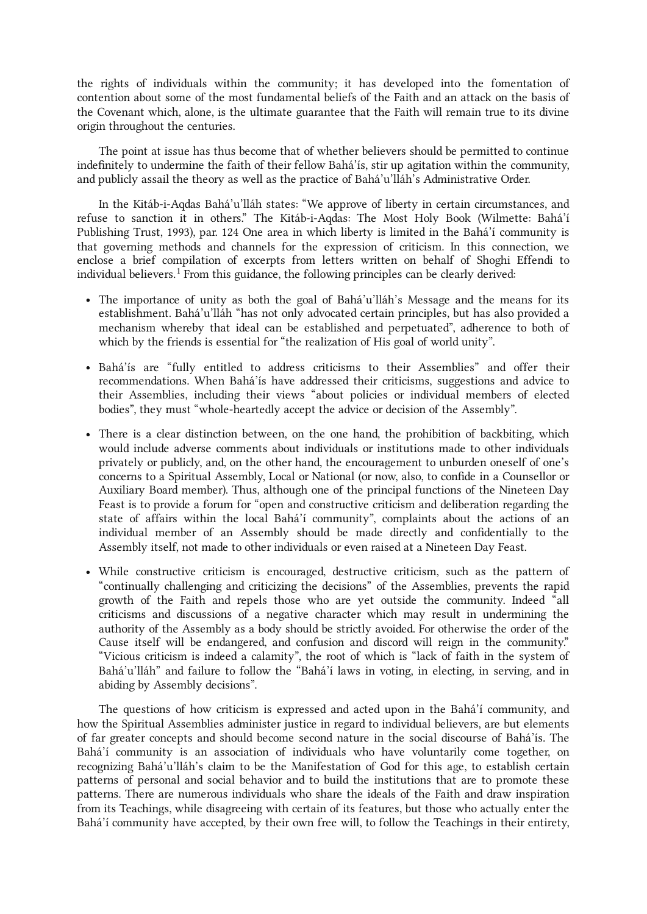the rights of individuals within the community; it has developed into the fomentation of contention about some of the most fundamental beliefs of the Faith and an attack on the basis of the Covenant which, alone, is the ultimate guarantee that the Faith will remain true to its divine origin throughout the centuries.

The point at issue has thus become that of whether believers should be permitted to continue indefinitely to undermine the faith of their fellow Bahá'ís, stir up agitation within the community, and publicly assail the theory as well as the practice of Bahá'u'lláh's Administrative Order.

In the Kitáb-i-Aqdas Bahá'u'lláh states: "We approve of liberty in certain circumstances, and refuse to sanction it in others." The Kitáb-i-Aqdas: The Most Holy Book (Wilmette: Bahá'í Publishing Trust, 1993), par. 124 One area in which liberty is limited in the Bahá'í community is that governing methods and channels for the expression of criticism. In this connection, we enclose a brief compilation of excerpts from letters written on behalf of Shoghi Effendi to individual believers.[1] From this guidance, the following principles can be clearly derived:

- The importance of unity as both the goal of Bahá'u'lláh's Message and the means for its establishment. Bahá'u'lláh "has not only advocated certain principles, but has also provided a mechanism whereby that ideal can be established and perpetuated", adherence to both of which by the friends is essential for "the realization of His goal of world unity".
- Bahá'ís are "fully entitled to address criticisms to their Assemblies" and offer their recommendations. When Bahá'ís have addressed their criticisms, suggestions and advice to their Assemblies, including their views "about policies or individual members of elected bodies", they must "whole-heartedly accept the advice or decision of the Assembly".
- There is a clear distinction between, on the one hand, the prohibition of backbiting, which would include adverse comments about individuals or institutions made to other individuals privately or publicly, and, on the other hand, the encouragement to unburden oneself of one's concerns to a Spiritual Assembly, Local or National (or now, also, to confide in a Counsellor or Auxiliary Board member). Thus, although one of the principal functions of the Nineteen Day Feast is to provide a forum for "open and constructive criticism and deliberation regarding the state of affairs within the local Bahá'í community", complaints about the actions of an individual member of an Assembly should be made directly and confidentially to the Assembly itself, not made to other individuals or even raised at a Nineteen Day Feast.
- While constructive criticism is encouraged, destructive criticism, such as the pattern of "continually challenging and criticizing the decisions" of the Assemblies, prevents the rapid growth of the Faith and repels those who are yet outside the community. Indeed "all criticisms and discussions of a negative character which may result in undermining the authority of the Assembly as a body should be strictly avoided. For otherwise the order of the Cause itself will be endangered, and confusion and discord will reign in the community." "Vicious criticism is indeed a calamity", the root of which is "lack of faith in the system of Bahá'u'lláh" and failure to follow the "Bahá'í laws in voting, in electing, in serving, and in abiding by Assembly decisions".

The questions of how criticism is expressed and acted upon in the Bahá'í community, and how the Spiritual Assemblies administer justice in regard to individual believers, are but elements of far greater concepts and should become second nature in the social discourse of Bahá'ís. The Bahá'í community is an association of individuals who have voluntarily come together, on recognizing Bahá'u'lláh's claim to be the Manifestation of God for this age, to establish certain patterns of personal and social behavior and to build the institutions that are to promote these patterns. There are numerous individuals who share the ideals of the Faith and draw inspiration from its Teachings, while disagreeing with certain of its features, but those who actually enter the Bahá'í community have accepted, by their own free will, to follow the Teachings in their entirety,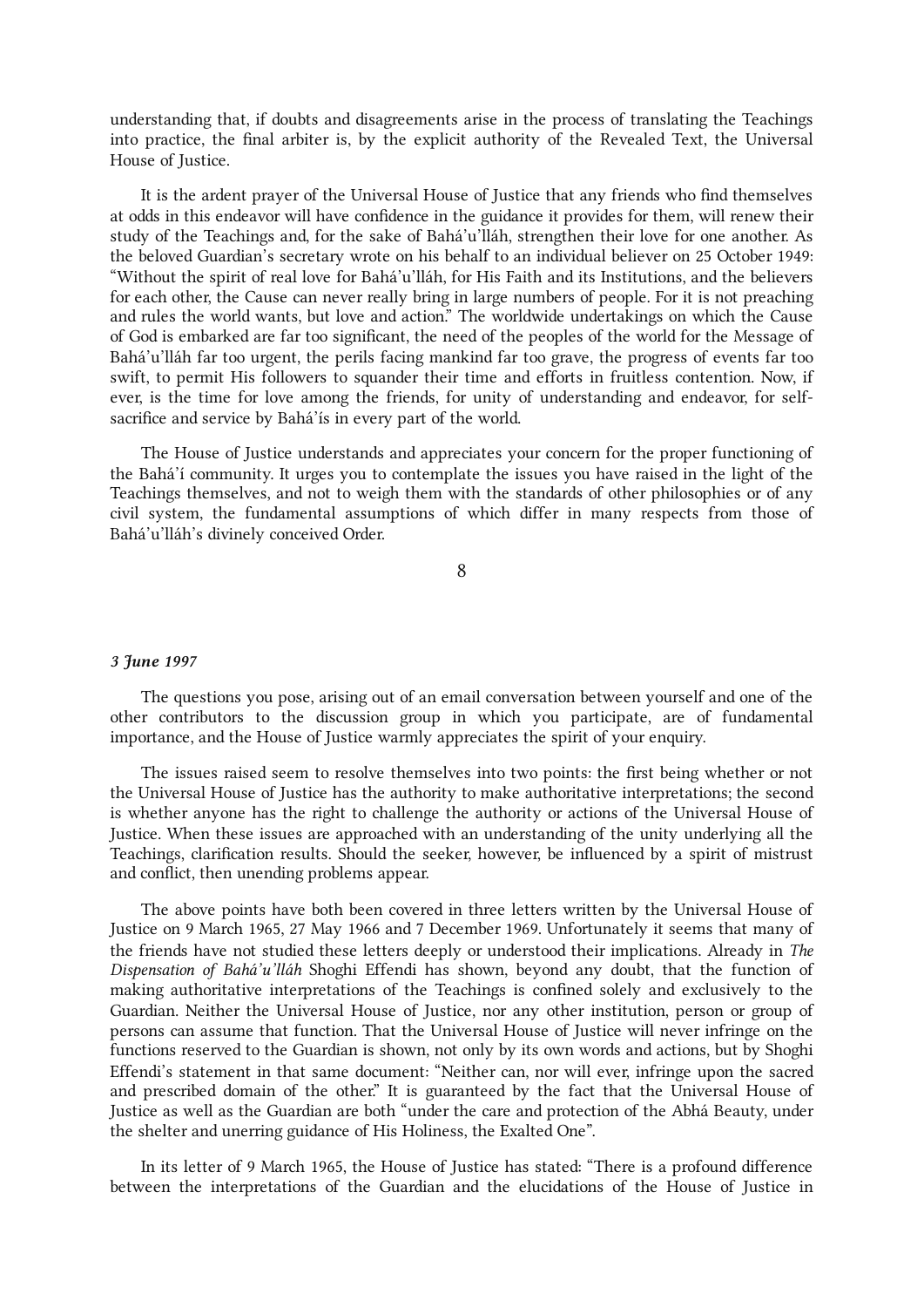understanding that, if doubts and disagreements arise in the process of translating the Teachings into practice, the final arbiter is, by the explicit authority of the Revealed Text, the Universal House of Justice.

It is the ardent prayer of the Universal House of Justice that any friends who find themselves at odds in this endeavor will have confidence in the guidance it provides for them, will renew their study of the Teachings and, for the sake of Bahá'u'lláh, strengthen their love for one another. As the beloved Guardian's secretary wrote on his behalf to an individual believer on 25 October 1949: "Without the spirit of real love for Bahá'u'lláh, for His Faith and its Institutions, and the believers for each other, the Cause can never really bring in large numbers of people. For it is not preaching and rules the world wants, but love and action." The worldwide undertakings on which the Cause of God is embarked are far too significant, the need of the peoples of the world for the Message of Bahá'u'lláh far too urgent, the perils facing mankind far too grave, the progress of events far too swift, to permit His followers to squander their time and efforts in fruitless contention. Now, if ever, is the time for love among the friends, for unity of understanding and endeavor, for self-sacrifice and service by Bahá'ís in every part of the world.

The House of Justice understands and appreciates your concern for the proper functioning of the Bahá'í community. It urges you to contemplate the issues you have raised in the light of the Teachings themselves, and not to weigh them with the standards of other philosophies or of any civil system, the fundamental assumptions of which differ in many respects from those of Bahá'u'lláh's divinely conceived Order.

## 8

***3 June 1997***

The questions you pose, arising out of an email conversation between yourself and one of the other contributors to the discussion group in which you participate, are of fundamental importance, and the House of Justice warmly appreciates the spirit of your enquiry.

The issues raised seem to resolve themselves into two points: the first being whether or not the Universal House of Justice has the authority to make authoritative interpretations; the second is whether anyone has the right to challenge the authority or actions of the Universal House of Justice. When these issues are approached with an understanding of the unity underlying all the Teachings, clarification results. Should the seeker, however, be influenced by a spirit of mistrust and conflict, then unending problems appear.

The above points have both been covered in three letters written by the Universal House of Justice on 9 March 1965, 27 May 1966 and 7 December 1969. Unfortunately it seems that many of the friends have not studied these letters deeply or understood their implications. Already in *The Dispensation of Bahá'u'lláh* Shoghi Effendi has shown, beyond any doubt, that the function of making authoritative interpretations of the Teachings is confined solely and exclusively to the Guardian. Neither the Universal House of Justice, nor any other institution, person or group of persons can assume that function. That the Universal House of Justice will never infringe on the functions reserved to the Guardian is shown, not only by its own words and actions, but by Shoghi Effendi's statement in that same document: "Neither can, nor will ever, infringe upon the sacred and prescribed domain of the other." It is guaranteed by the fact that the Universal House of Justice as well as the Guardian are both "under the care and protection of the Abhá Beauty, under the shelter and unerring guidance of His Holiness, the Exalted One".

In its letter of 9 March 1965, the House of Justice has stated: "There is a profound difference between the interpretations of the Guardian and the elucidations of the House of Justice in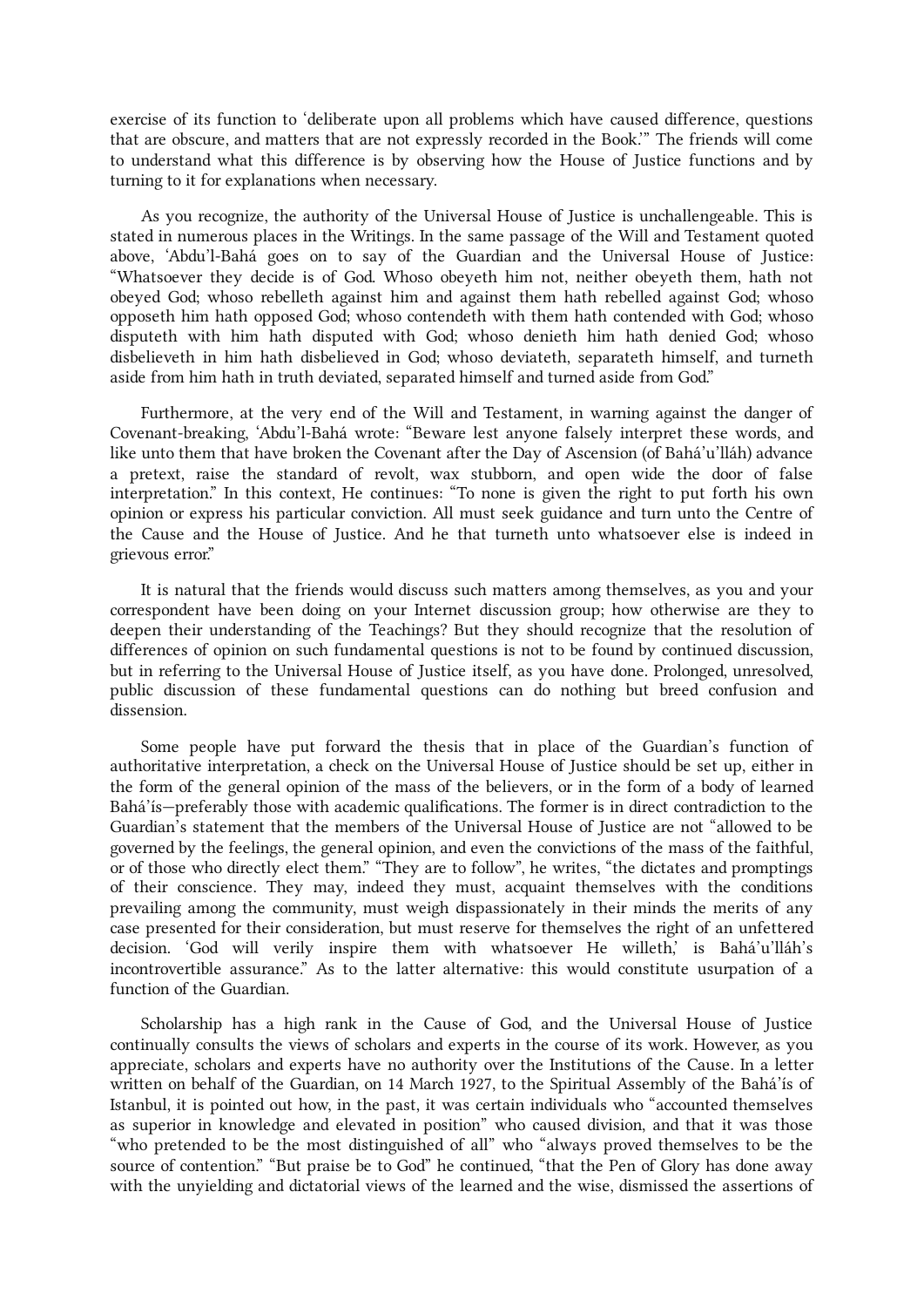exercise of its function to 'deliberate upon all problems which have caused difference, questions that are obscure, and matters that are not expressly recorded in the Book.'" The friends will come to understand what this difference is by observing how the House of Justice functions and by turning to it for explanations when necessary.

As you recognize, the authority of the Universal House of Justice is unchallengeable. This is stated in numerous places in the Writings. In the same passage of the Will and Testament quoted above, 'Abdu'l-Bahá goes on to say of the Guardian and the Universal House of Justice: "Whatsoever they decide is of God. Whoso obeyeth him not, neither obeyeth them, hath not obeyed God; whoso rebelleth against him and against them hath rebelled against God; whoso opposeth him hath opposed God; whoso contendeth with them hath contended with God; whoso disputeth with him hath disputed with God; whoso denieth him hath denied God; whoso disbelieveth in him hath disbelieved in God; whoso deviateth, separateth himself, and turneth aside from him hath in truth deviated, separated himself and turned aside from God."

Furthermore, at the very end of the Will and Testament, in warning against the danger of Covenant-breaking, 'Abdu'l-Bahá wrote: "Beware lest anyone falsely interpret these words, and like unto them that have broken the Covenant after the Day of Ascension (of Bahá'u'lláh) advance a pretext, raise the standard of revolt, wax stubborn, and open wide the door of false interpretation." In this context, He continues: "To none is given the right to put forth his own opinion or express his particular conviction. All must seek guidance and turn unto the Centre of the Cause and the House of Justice. And he that turneth unto whatsoever else is indeed in grievous error."

It is natural that the friends would discuss such matters among themselves, as you and your correspondent have been doing on your Internet discussion group; how otherwise are they to deepen their understanding of the Teachings? But they should recognize that the resolution of differences of opinion on such fundamental questions is not to be found by continued discussion, but in referring to the Universal House of Justice itself, as you have done. Prolonged, unresolved, public discussion of these fundamental questions can do nothing but breed confusion and dissension.

Some people have put forward the thesis that in place of the Guardian's function of authoritative interpretation, a check on the Universal House of Justice should be set up, either in the form of the general opinion of the mass of the believers, or in the form of a body of learned Bahá'ís—preferably those with academic qualifications. The former is in direct contradiction to the Guardian's statement that the members of the Universal House of Justice are not "allowed to be governed by the feelings, the general opinion, and even the convictions of the mass of the faithful, or of those who directly elect them." "They are to follow", he writes, "the dictates and promptings of their conscience. They may, indeed they must, acquaint themselves with the conditions prevailing among the community, must weigh dispassionately in their minds the merits of any case presented for their consideration, but must reserve for themselves the right of an unfettered decision. 'God will verily inspire them with whatsoever He willeth,' is Bahá'u'lláh's incontrovertible assurance." As to the latter alternative: this would constitute usurpation of a function of the Guardian.

Scholarship has a high rank in the Cause of God, and the Universal House of Justice continually consults the views of scholars and experts in the course of its work. However, as you appreciate, scholars and experts have no authority over the Institutions of the Cause. In a letter written on behalf of the Guardian, on 14 March 1927, to the Spiritual Assembly of the Bahá'ís of Istanbul, it is pointed out how, in the past, it was certain individuals who "accounted themselves as superior in knowledge and elevated in position" who caused division, and that it was those "who pretended to be the most distinguished of all" who "always proved themselves to be the source of contention." "But praise be to God" he continued, "that the Pen of Glory has done away with the unyielding and dictatorial views of the learned and the wise, dismissed the assertions of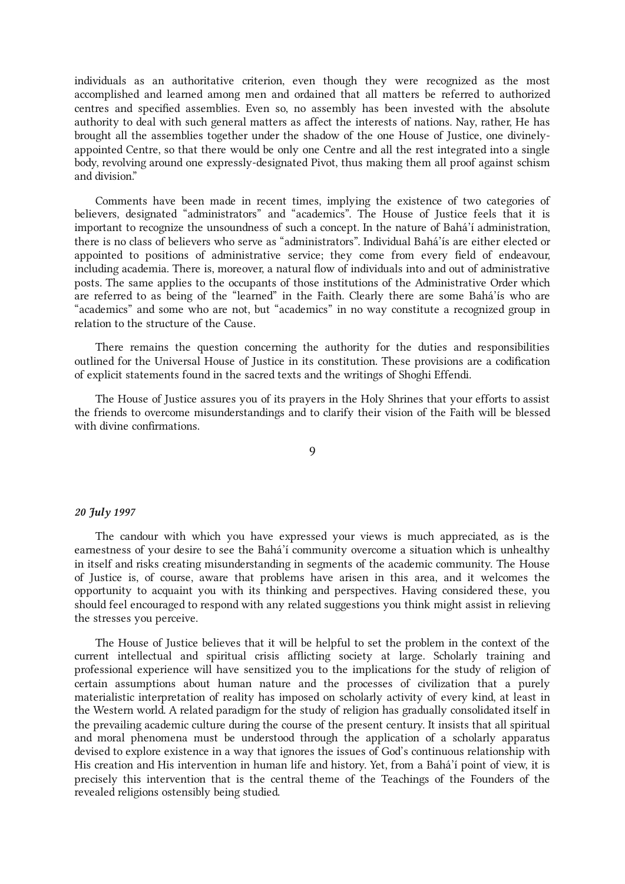individuals as an authoritative criterion, even though they were recognized as the most accomplished and learned among men and ordained that all matters be referred to authorized centres and specified assemblies. Even so, no assembly has been invested with the absolute authority to deal with such general matters as affect the interests of nations. Nay, rather, He has brought all the assemblies together under the shadow of the one House of Justice, one divinely-appointed Centre, so that there would be only one Centre and all the rest integrated into a single body, revolving around one expressly-designated Pivot, thus making them all proof against schism and division."

Comments have been made in recent times, implying the existence of two categories of believers, designated "administrators" and "academics". The House of Justice feels that it is important to recognize the unsoundness of such a concept. In the nature of Bahá'í administration, there is no class of believers who serve as "administrators". Individual Bahá'ís are either elected or appointed to positions of administrative service; they come from every field of endeavour, including academia. There is, moreover, a natural flow of individuals into and out of administrative posts. The same applies to the occupants of those institutions of the Administrative Order which are referred to as being of the "learned" in the Faith. Clearly there are some Bahá'ís who are "academics" and some who are not, but "academics" in no way constitute a recognized group in relation to the structure of the Cause.

There remains the question concerning the authority for the duties and responsibilities outlined for the Universal House of Justice in its constitution. These provisions are a codification of explicit statements found in the sacred texts and the writings of Shoghi Effendi.

The House of Justice assures you of its prayers in the Holy Shrines that your efforts to assist the friends to overcome misunderstandings and to clarify their vision of the Faith will be blessed with divine confirmations.

## 9

*20 July 1997*

The candour with which you have expressed your views is much appreciated, as is the earnestness of your desire to see the Bahá'í community overcome a situation which is unhealthy in itself and risks creating misunderstanding in segments of the academic community. The House of Justice is, of course, aware that problems have arisen in this area, and it welcomes the opportunity to acquaint you with its thinking and perspectives. Having considered these, you should feel encouraged to respond with any related suggestions you think might assist in relieving the stresses you perceive.

The House of Justice believes that it will be helpful to set the problem in the context of the current intellectual and spiritual crisis afflicting society at large. Scholarly training and professional experience will have sensitized you to the implications for the study of religion of certain assumptions about human nature and the processes of civilization that a purely materialistic interpretation of reality has imposed on scholarly activity of every kind, at least in the Western world. A related paradigm for the study of religion has gradually consolidated itself in the prevailing academic culture during the course of the present century. It insists that all spiritual and moral phenomena must be understood through the application of a scholarly apparatus devised to explore existence in a way that ignores the issues of God's continuous relationship with His creation and His intervention in human life and history. Yet, from a Bahá'í point of view, it is precisely this intervention that is the central theme of the Teachings of the Founders of the revealed religions ostensibly being studied.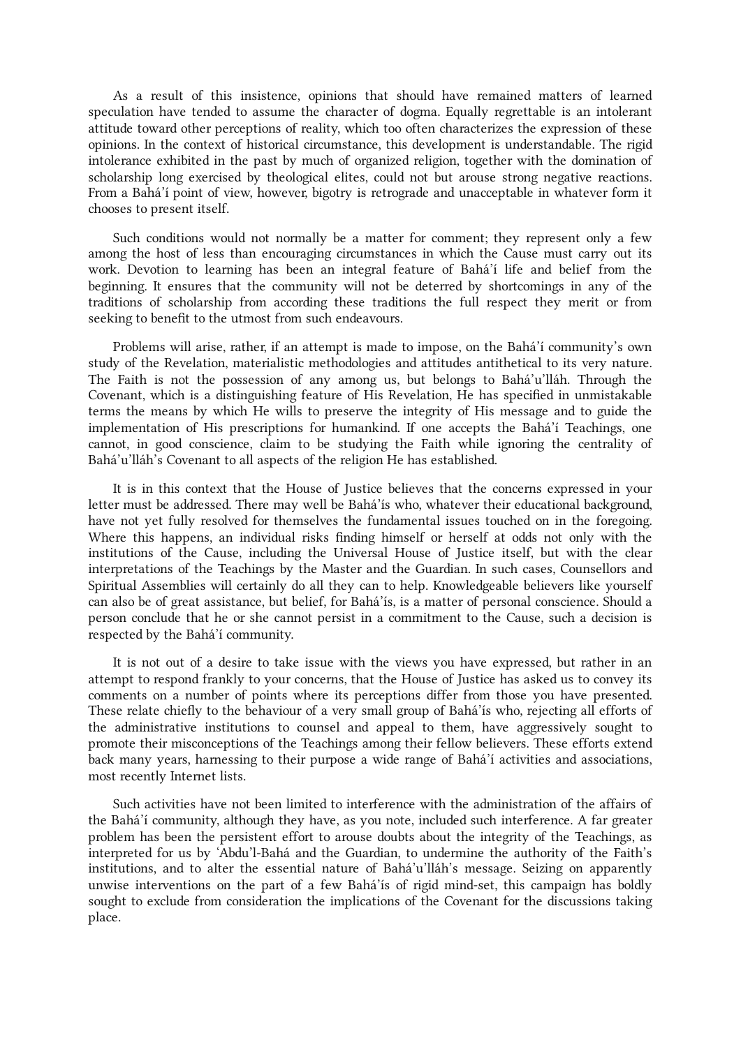As a result of this insistence, opinions that should have remained matters of learned speculation have tended to assume the character of dogma. Equally regrettable is an intolerant attitude toward other perceptions of reality, which too often characterizes the expression of these opinions. In the context of historical circumstance, this development is understandable. The rigid intolerance exhibited in the past by much of organized religion, together with the domination of scholarship long exercised by theological elites, could not but arouse strong negative reactions. From a Bahá'í point of view, however, bigotry is retrograde and unacceptable in whatever form it chooses to present itself.

Such conditions would not normally be a matter for comment; they represent only a few among the host of less than encouraging circumstances in which the Cause must carry out its work. Devotion to learning has been an integral feature of Bahá'í life and belief from the beginning. It ensures that the community will not be deterred by shortcomings in any of the traditions of scholarship from according these traditions the full respect they merit or from seeking to benefit to the utmost from such endeavours.

Problems will arise, rather, if an attempt is made to impose, on the Bahá'í community's own study of the Revelation, materialistic methodologies and attitudes antithetical to its very nature. The Faith is not the possession of any among us, but belongs to Bahá'u'lláh. Through the Covenant, which is a distinguishing feature of His Revelation, He has specified in unmistakable terms the means by which He wills to preserve the integrity of His message and to guide the implementation of His prescriptions for humankind. If one accepts the Bahá'í Teachings, one cannot, in good conscience, claim to be studying the Faith while ignoring the centrality of Bahá'u'lláh's Covenant to all aspects of the religion He has established.

It is in this context that the House of Justice believes that the concerns expressed in your letter must be addressed. There may well be Bahá'ís who, whatever their educational background, have not yet fully resolved for themselves the fundamental issues touched on in the foregoing. Where this happens, an individual risks finding himself or herself at odds not only with the institutions of the Cause, including the Universal House of Justice itself, but with the clear interpretations of the Teachings by the Master and the Guardian. In such cases, Counsellors and Spiritual Assemblies will certainly do all they can to help. Knowledgeable believers like yourself can also be of great assistance, but belief, for Bahá'ís, is a matter of personal conscience. Should a person conclude that he or she cannot persist in a commitment to the Cause, such a decision is respected by the Bahá'í community.

It is not out of a desire to take issue with the views you have expressed, but rather in an attempt to respond frankly to your concerns, that the House of Justice has asked us to convey its comments on a number of points where its perceptions differ from those you have presented. These relate chiefly to the behaviour of a very small group of Bahá'ís who, rejecting all efforts of the administrative institutions to counsel and appeal to them, have aggressively sought to promote their misconceptions of the Teachings among their fellow believers. These efforts extend back many years, harnessing to their purpose a wide range of Bahá'í activities and associations, most recently Internet lists.

Such activities have not been limited to interference with the administration of the affairs of the Bahá'í community, although they have, as you note, included such interference. A far greater problem has been the persistent effort to arouse doubts about the integrity of the Teachings, as interpreted for us by 'Abdu'l-Bahá and the Guardian, to undermine the authority of the Faith's institutions, and to alter the essential nature of Bahá'u'lláh's message. Seizing on apparently unwise interventions on the part of a few Bahá'ís of rigid mind-set, this campaign has boldly sought to exclude from consideration the implications of the Covenant for the discussions taking place.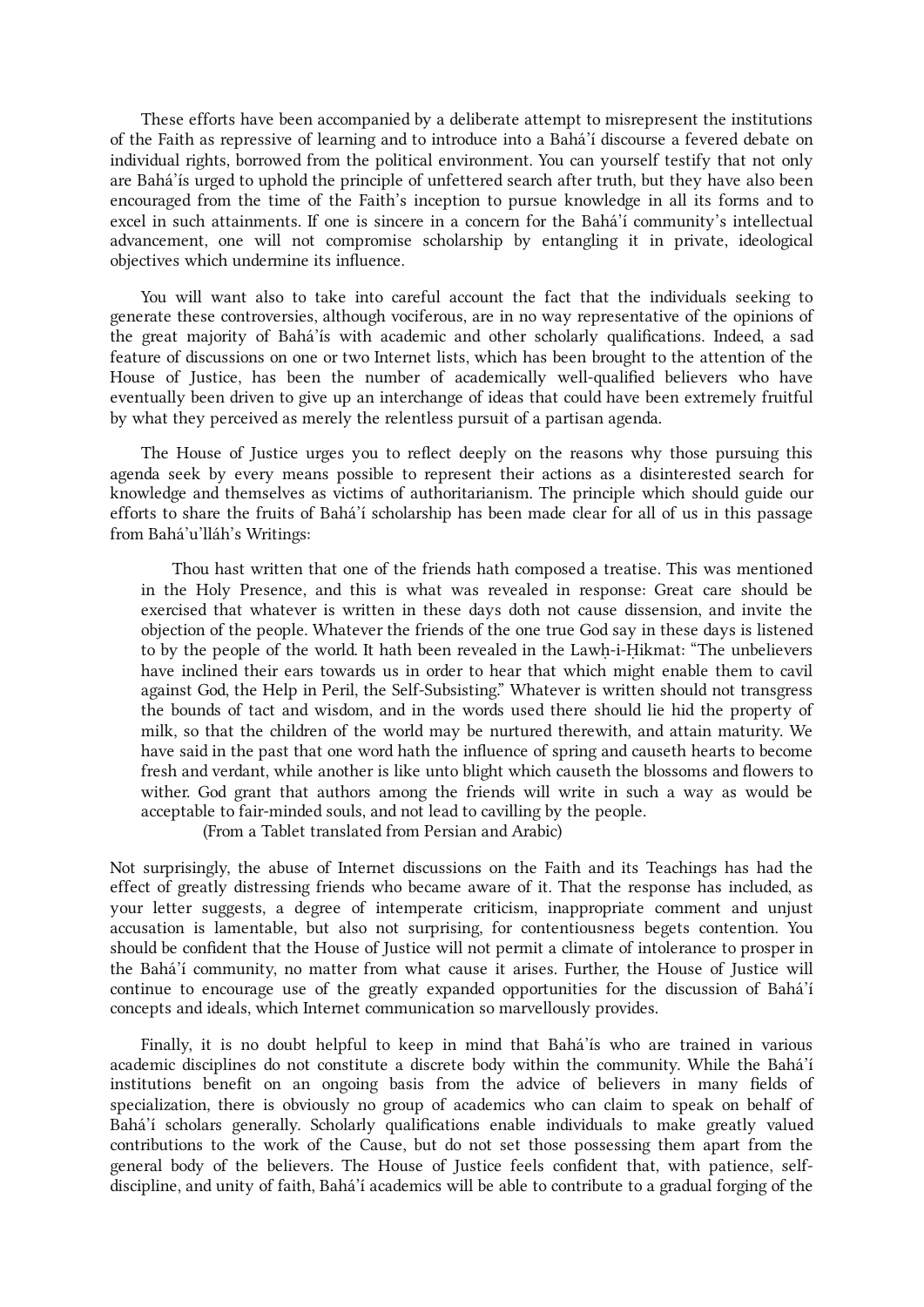These efforts have been accompanied by a deliberate attempt to misrepresent the institutions of the Faith as repressive of learning and to introduce into a Bahá'í discourse a fevered debate on individual rights, borrowed from the political environment. You can yourself testify that not only are Bahá'ís urged to uphold the principle of unfettered search after truth, but they have also been encouraged from the time of the Faith's inception to pursue knowledge in all its forms and to excel in such attainments. If one is sincere in a concern for the Bahá'í community's intellectual advancement, one will not compromise scholarship by entangling it in private, ideological objectives which undermine its influence.

You will want also to take into careful account the fact that the individuals seeking to generate these controversies, although vociferous, are in no way representative of the opinions of the great majority of Bahá'ís with academic and other scholarly qualifications. Indeed, a sad feature of discussions on one or two Internet lists, which has been brought to the attention of the House of Justice, has been the number of academically well-qualified believers who have eventually been driven to give up an interchange of ideas that could have been extremely fruitful by what they perceived as merely the relentless pursuit of a partisan agenda.

The House of Justice urges you to reflect deeply on the reasons why those pursuing this agenda seek by every means possible to represent their actions as a disinterested search for knowledge and themselves as victims of authoritarianism. The principle which should guide our efforts to share the fruits of Bahá'í scholarship has been made clear for all of us in this passage from Bahá'u'lláh's Writings:

> Thou hast written that one of the friends hath composed a treatise. This was mentioned in the Holy Presence, and this is what was revealed in response: Great care should be exercised that whatever is written in these days doth not cause dissension, and invite the objection of the people. Whatever the friends of the one true God say in these days is listened to by the people of the world. It hath been revealed in the Lawḥ-i-Ḥikmat: "The unbelievers have inclined their ears towards us in order to hear that which might enable them to cavil against God, the Help in Peril, the Self-Subsisting." Whatever is written should not transgress the bounds of tact and wisdom, and in the words used there should lie hid the property of milk, so that the children of the world may be nurtured therewith, and attain maturity. We have said in the past that one word hath the influence of spring and causeth hearts to become fresh and verdant, while another is like unto blight which causeth the blossoms and flowers to wither. God grant that authors among the friends will write in such a way as would be acceptable to fair-minded souls, and not lead to cavilling by the people.
>
> (From a Tablet translated from Persian and Arabic)

Not surprisingly, the abuse of Internet discussions on the Faith and its Teachings has had the effect of greatly distressing friends who became aware of it. That the response has included, as your letter suggests, a degree of intemperate criticism, inappropriate comment and unjust accusation is lamentable, but also not surprising, for contentiousness begets contention. You should be confident that the House of Justice will not permit a climate of intolerance to prosper in the Bahá'í community, no matter from what cause it arises. Further, the House of Justice will continue to encourage use of the greatly expanded opportunities for the discussion of Bahá'í concepts and ideals, which Internet communication so marvellously provides.

Finally, it is no doubt helpful to keep in mind that Bahá'ís who are trained in various academic disciplines do not constitute a discrete body within the community. While the Bahá'í institutions benefit on an ongoing basis from the advice of believers in many fields of specialization, there is obviously no group of academics who can claim to speak on behalf of Bahá'í scholars generally. Scholarly qualifications enable individuals to make greatly valued contributions to the work of the Cause, but do not set those possessing them apart from the general body of the believers. The House of Justice feels confident that, with patience, self-discipline, and unity of faith, Bahá'í academics will be able to contribute to a gradual forging of the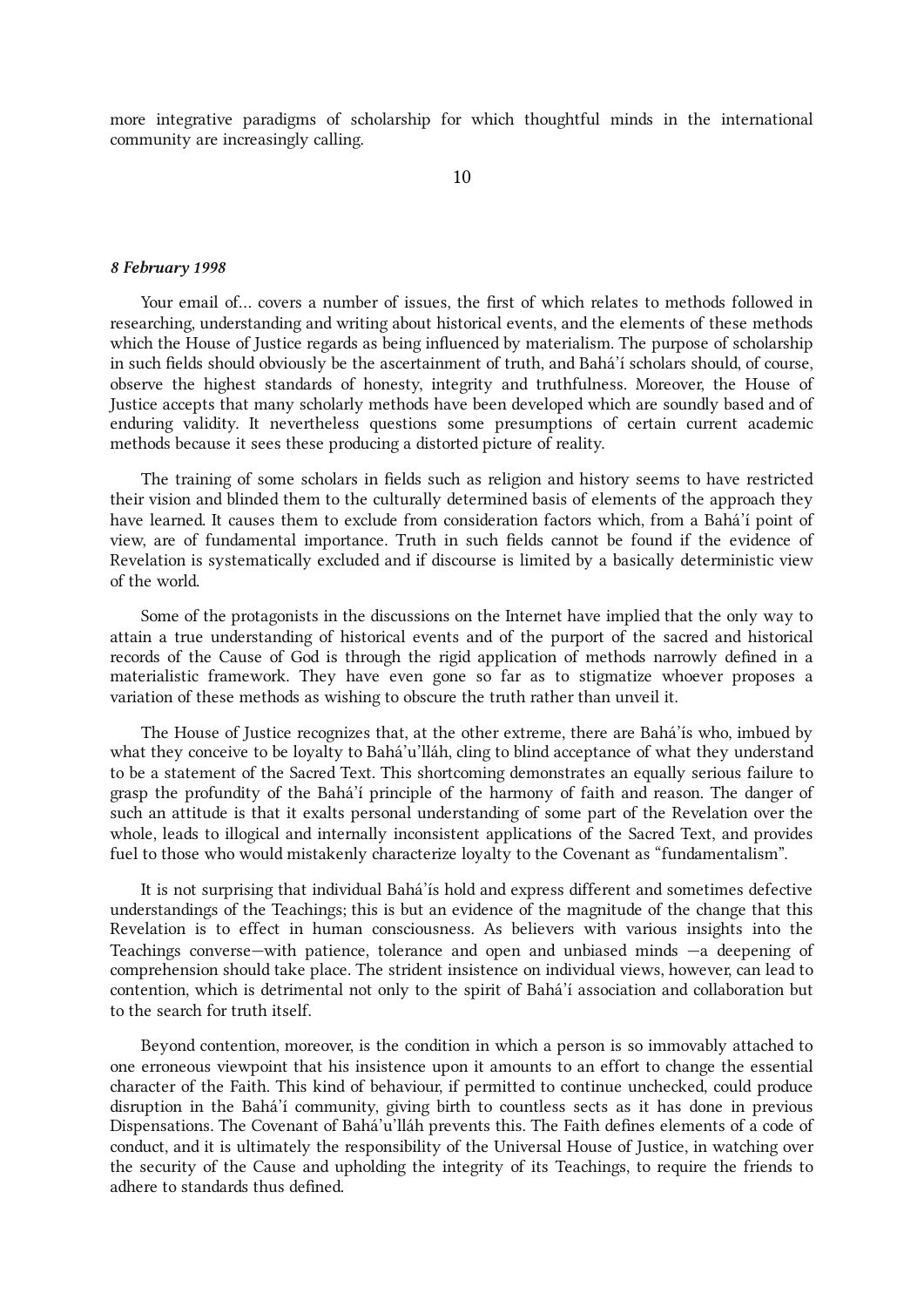more integrative paradigms of scholarship for which thoughtful minds in the international community are increasingly calling.

10

*8 February 1998*

Your email of… covers a number of issues, the first of which relates to methods followed in researching, understanding and writing about historical events, and the elements of these methods which the House of Justice regards as being influenced by materialism. The purpose of scholarship in such fields should obviously be the ascertainment of truth, and Bahá'í scholars should, of course, observe the highest standards of honesty, integrity and truthfulness. Moreover, the House of Justice accepts that many scholarly methods have been developed which are soundly based and of enduring validity. It nevertheless questions some presumptions of certain current academic methods because it sees these producing a distorted picture of reality.

The training of some scholars in fields such as religion and history seems to have restricted their vision and blinded them to the culturally determined basis of elements of the approach they have learned. It causes them to exclude from consideration factors which, from a Bahá'í point of view, are of fundamental importance. Truth in such fields cannot be found if the evidence of Revelation is systematically excluded and if discourse is limited by a basically deterministic view of the world.

Some of the protagonists in the discussions on the Internet have implied that the only way to attain a true understanding of historical events and of the purport of the sacred and historical records of the Cause of God is through the rigid application of methods narrowly defined in a materialistic framework. They have even gone so far as to stigmatize whoever proposes a variation of these methods as wishing to obscure the truth rather than unveil it.

The House of Justice recognizes that, at the other extreme, there are Bahá'ís who, imbued by what they conceive to be loyalty to Bahá'u'lláh, cling to blind acceptance of what they understand to be a statement of the Sacred Text. This shortcoming demonstrates an equally serious failure to grasp the profundity of the Bahá'í principle of the harmony of faith and reason. The danger of such an attitude is that it exalts personal understanding of some part of the Revelation over the whole, leads to illogical and internally inconsistent applications of the Sacred Text, and provides fuel to those who would mistakenly characterize loyalty to the Covenant as "fundamentalism".

It is not surprising that individual Bahá'ís hold and express different and sometimes defective understandings of the Teachings; this is but an evidence of the magnitude of the change that this Revelation is to effect in human consciousness. As believers with various insights into the Teachings converse—with patience, tolerance and open and unbiased minds —a deepening of comprehension should take place. The strident insistence on individual views, however, can lead to contention, which is detrimental not only to the spirit of Bahá'í association and collaboration but to the search for truth itself.

Beyond contention, moreover, is the condition in which a person is so immovably attached to one erroneous viewpoint that his insistence upon it amounts to an effort to change the essential character of the Faith. This kind of behaviour, if permitted to continue unchecked, could produce disruption in the Bahá'í community, giving birth to countless sects as it has done in previous Dispensations. The Covenant of Bahá'u'lláh prevents this. The Faith defines elements of a code of conduct, and it is ultimately the responsibility of the Universal House of Justice, in watching over the security of the Cause and upholding the integrity of its Teachings, to require the friends to adhere to standards thus defined.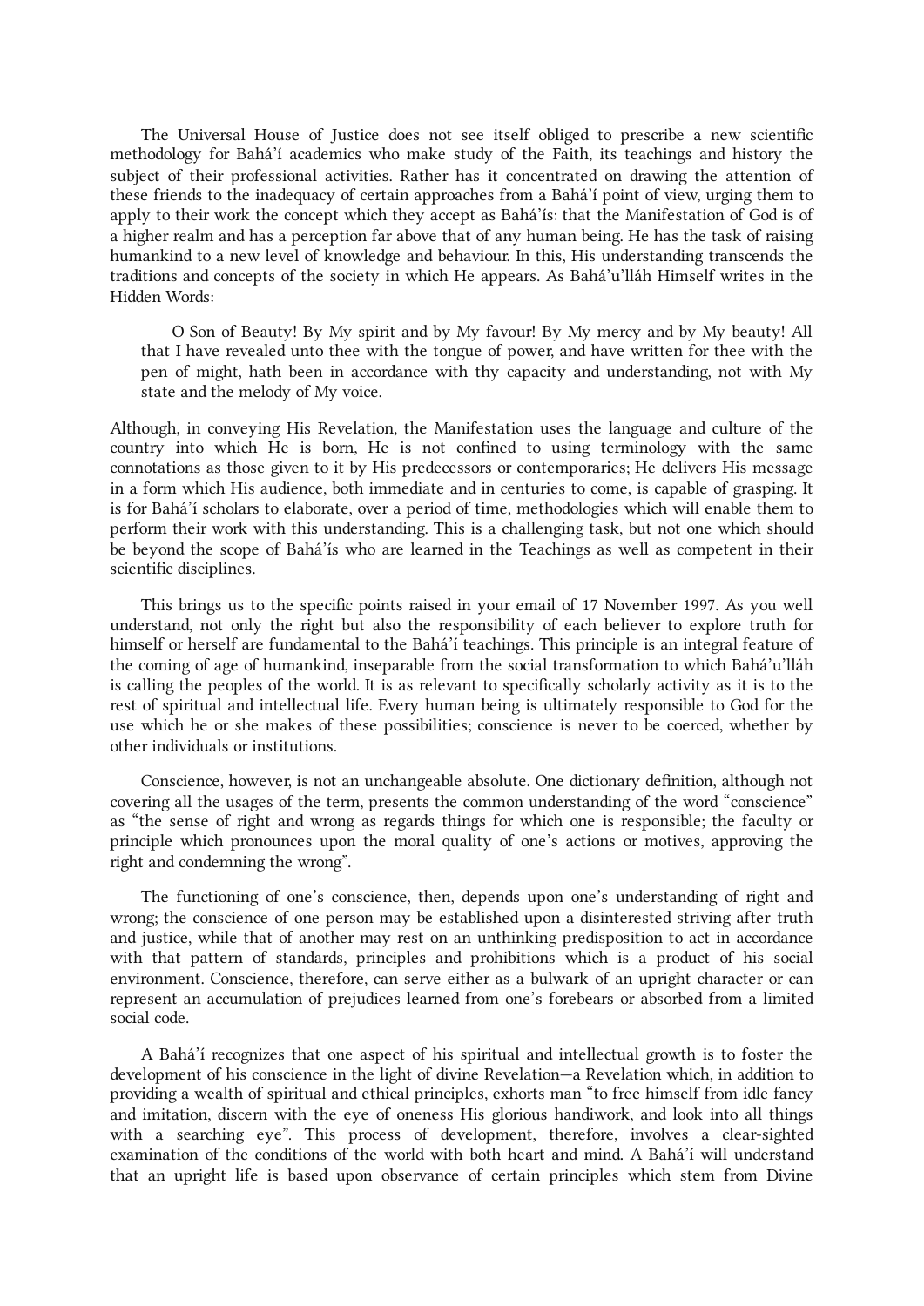The Universal House of Justice does not see itself obliged to prescribe a new scientific methodology for Bahá'í academics who make study of the Faith, its teachings and history the subject of their professional activities. Rather has it concentrated on drawing the attention of these friends to the inadequacy of certain approaches from a Bahá'í point of view, urging them to apply to their work the concept which they accept as Bahá'ís: that the Manifestation of God is of a higher realm and has a perception far above that of any human being. He has the task of raising humankind to a new level of knowledge and behaviour. In this, His understanding transcends the traditions and concepts of the society in which He appears. As Bahá'u'lláh Himself writes in the Hidden Words:

> O Son of Beauty! By My spirit and by My favour! By My mercy and by My beauty! All that I have revealed unto thee with the tongue of power, and have written for thee with the pen of might, hath been in accordance with thy capacity and understanding, not with My state and the melody of My voice.

Although, in conveying His Revelation, the Manifestation uses the language and culture of the country into which He is born, He is not confined to using terminology with the same connotations as those given to it by His predecessors or contemporaries; He delivers His message in a form which His audience, both immediate and in centuries to come, is capable of grasping. It is for Bahá'í scholars to elaborate, over a period of time, methodologies which will enable them to perform their work with this understanding. This is a challenging task, but not one which should be beyond the scope of Bahá'ís who are learned in the Teachings as well as competent in their scientific disciplines.

This brings us to the specific points raised in your email of 17 November 1997. As you well understand, not only the right but also the responsibility of each believer to explore truth for himself or herself are fundamental to the Bahá'í teachings. This principle is an integral feature of the coming of age of humankind, inseparable from the social transformation to which Bahá'u'lláh is calling the peoples of the world. It is as relevant to specifically scholarly activity as it is to the rest of spiritual and intellectual life. Every human being is ultimately responsible to God for the use which he or she makes of these possibilities; conscience is never to be coerced, whether by other individuals or institutions.

Conscience, however, is not an unchangeable absolute. One dictionary definition, although not covering all the usages of the term, presents the common understanding of the word "conscience" as "the sense of right and wrong as regards things for which one is responsible; the faculty or principle which pronounces upon the moral quality of one's actions or motives, approving the right and condemning the wrong".

The functioning of one's conscience, then, depends upon one's understanding of right and wrong; the conscience of one person may be established upon a disinterested striving after truth and justice, while that of another may rest on an unthinking predisposition to act in accordance with that pattern of standards, principles and prohibitions which is a product of his social environment. Conscience, therefore, can serve either as a bulwark of an upright character or can represent an accumulation of prejudices learned from one's forebears or absorbed from a limited social code.

A Bahá'í recognizes that one aspect of his spiritual and intellectual growth is to foster the development of his conscience in the light of divine Revelation—a Revelation which, in addition to providing a wealth of spiritual and ethical principles, exhorts man "to free himself from idle fancy and imitation, discern with the eye of oneness His glorious handiwork, and look into all things with a searching eye". This process of development, therefore, involves a clear-sighted examination of the conditions of the world with both heart and mind. A Bahá'í will understand that an upright life is based upon observance of certain principles which stem from Divine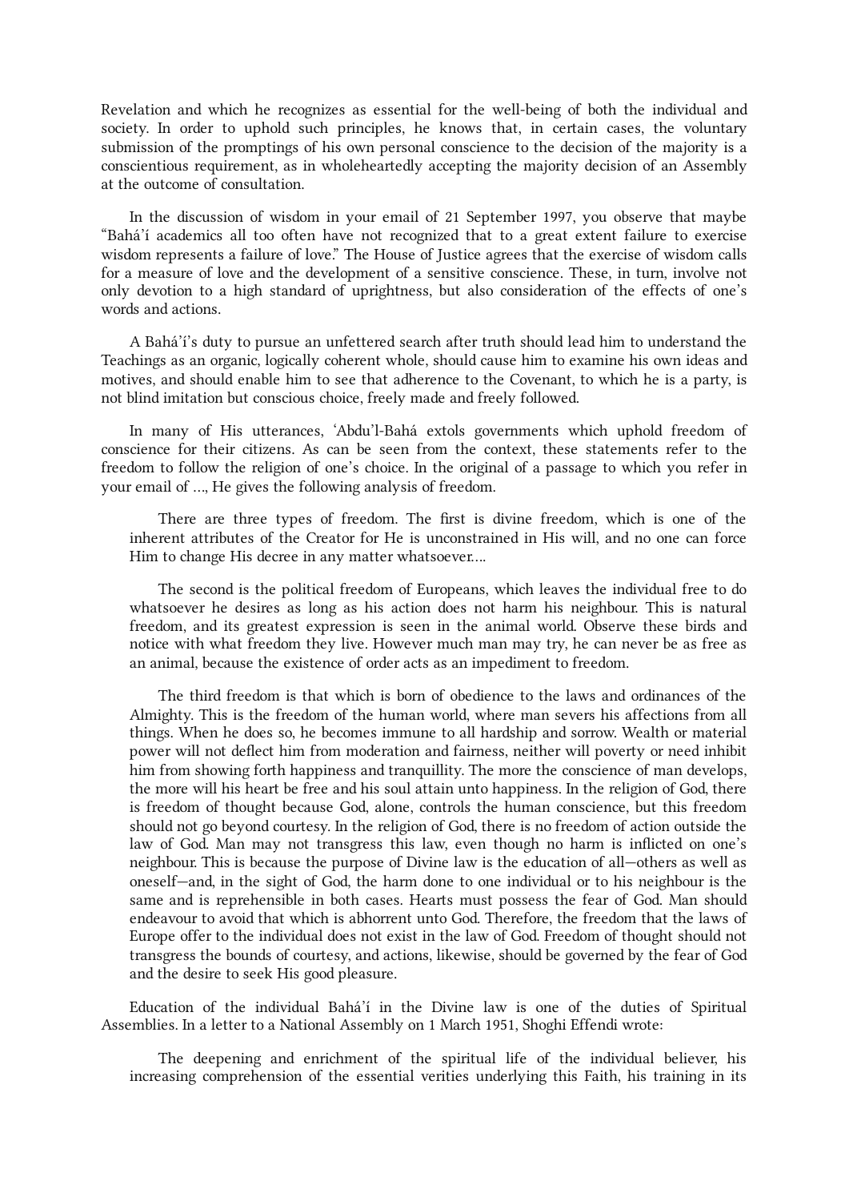Revelation and which he recognizes as essential for the well-being of both the individual and society. In order to uphold such principles, he knows that, in certain cases, the voluntary submission of the promptings of his own personal conscience to the decision of the majority is a conscientious requirement, as in wholeheartedly accepting the majority decision of an Assembly at the outcome of consultation.

In the discussion of wisdom in your email of 21 September 1997, you observe that maybe "Bahá'í academics all too often have not recognized that to a great extent failure to exercise wisdom represents a failure of love." The House of Justice agrees that the exercise of wisdom calls for a measure of love and the development of a sensitive conscience. These, in turn, involve not only devotion to a high standard of uprightness, but also consideration of the effects of one's words and actions.

A Bahá'í's duty to pursue an unfettered search after truth should lead him to understand the Teachings as an organic, logically coherent whole, should cause him to examine his own ideas and motives, and should enable him to see that adherence to the Covenant, to which he is a party, is not blind imitation but conscious choice, freely made and freely followed.

In many of His utterances, 'Abdu'l-Bahá extols governments which uphold freedom of conscience for their citizens. As can be seen from the context, these statements refer to the freedom to follow the religion of one's choice. In the original of a passage to which you refer in your email of …, He gives the following analysis of freedom.

> There are three types of freedom. The first is divine freedom, which is one of the inherent attributes of the Creator for He is unconstrained in His will, and no one can force Him to change His decree in any matter whatsoever.…
>
> The second is the political freedom of Europeans, which leaves the individual free to do whatsoever he desires as long as his action does not harm his neighbour. This is natural freedom, and its greatest expression is seen in the animal world. Observe these birds and notice with what freedom they live. However much man may try, he can never be as free as an animal, because the existence of order acts as an impediment to freedom.
>
> The third freedom is that which is born of obedience to the laws and ordinances of the Almighty. This is the freedom of the human world, where man severs his affections from all things. When he does so, he becomes immune to all hardship and sorrow. Wealth or material power will not deflect him from moderation and fairness, neither will poverty or need inhibit him from showing forth happiness and tranquillity. The more the conscience of man develops, the more will his heart be free and his soul attain unto happiness. In the religion of God, there is freedom of thought because God, alone, controls the human conscience, but this freedom should not go beyond courtesy. In the religion of God, there is no freedom of action outside the law of God. Man may not transgress this law, even though no harm is inflicted on one's neighbour. This is because the purpose of Divine law is the education of all—others as well as oneself—and, in the sight of God, the harm done to one individual or to his neighbour is the same and is reprehensible in both cases. Hearts must possess the fear of God. Man should endeavour to avoid that which is abhorrent unto God. Therefore, the freedom that the laws of Europe offer to the individual does not exist in the law of God. Freedom of thought should not transgress the bounds of courtesy, and actions, likewise, should be governed by the fear of God and the desire to seek His good pleasure.

Education of the individual Bahá'í in the Divine law is one of the duties of Spiritual Assemblies. In a letter to a National Assembly on 1 March 1951, Shoghi Effendi wrote:

> The deepening and enrichment of the spiritual life of the individual believer, his increasing comprehension of the essential verities underlying this Faith, his training in its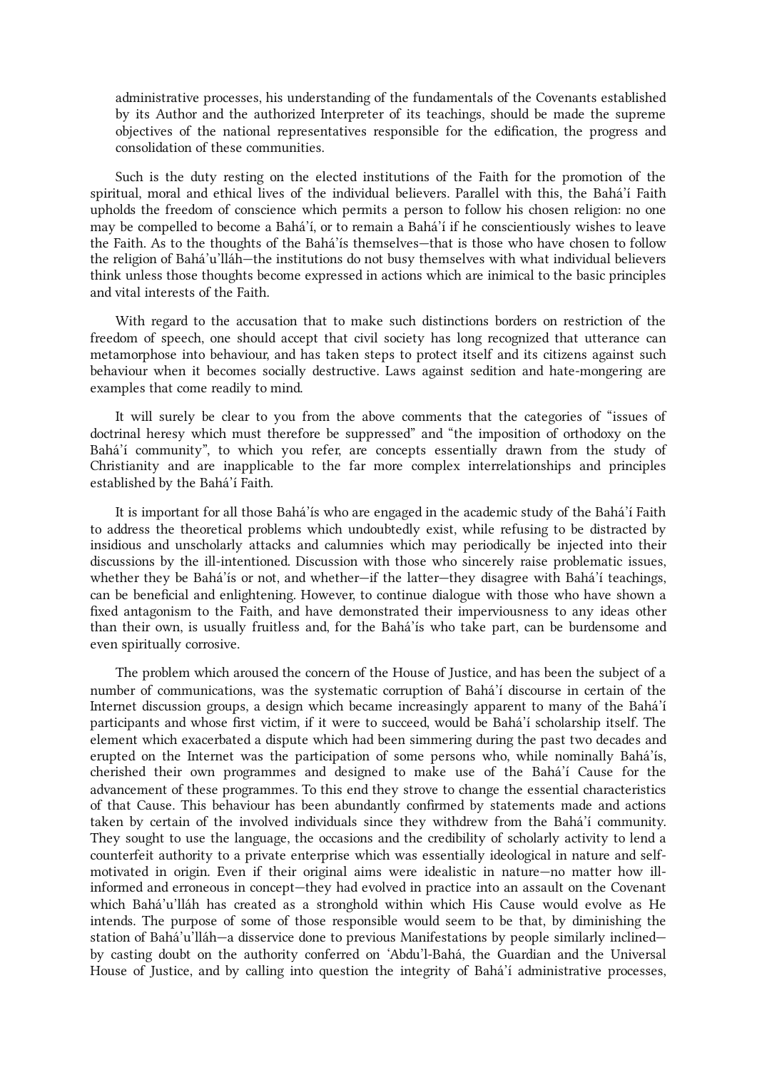> administrative processes, his understanding of the fundamentals of the Covenants established by its Author and the authorized Interpreter of its teachings, should be made the supreme objectives of the national representatives responsible for the edification, the progress and consolidation of these communities.

Such is the duty resting on the elected institutions of the Faith for the promotion of the spiritual, moral and ethical lives of the individual believers. Parallel with this, the Bahá'í Faith upholds the freedom of conscience which permits a person to follow his chosen religion: no one may be compelled to become a Bahá'í, or to remain a Bahá'í if he conscientiously wishes to leave the Faith. As to the thoughts of the Bahá'ís themselves—that is those who have chosen to follow the religion of Bahá'u'lláh—the institutions do not busy themselves with what individual believers think unless those thoughts become expressed in actions which are inimical to the basic principles and vital interests of the Faith.

With regard to the accusation that to make such distinctions borders on restriction of the freedom of speech, one should accept that civil society has long recognized that utterance can metamorphose into behaviour, and has taken steps to protect itself and its citizens against such behaviour when it becomes socially destructive. Laws against sedition and hate-mongering are examples that come readily to mind.

It will surely be clear to you from the above comments that the categories of "issues of doctrinal heresy which must therefore be suppressed" and "the imposition of orthodoxy on the Bahá'í community", to which you refer, are concepts essentially drawn from the study of Christianity and are inapplicable to the far more complex interrelationships and principles established by the Bahá'í Faith.

It is important for all those Bahá'ís who are engaged in the academic study of the Bahá'í Faith to address the theoretical problems which undoubtedly exist, while refusing to be distracted by insidious and unscholarly attacks and calumnies which may periodically be injected into their discussions by the ill-intentioned. Discussion with those who sincerely raise problematic issues, whether they be Bahá'ís or not, and whether—if the latter—they disagree with Bahá'í teachings, can be beneficial and enlightening. However, to continue dialogue with those who have shown a fixed antagonism to the Faith, and have demonstrated their imperviousness to any ideas other than their own, is usually fruitless and, for the Bahá'ís who take part, can be burdensome and even spiritually corrosive.

The problem which aroused the concern of the House of Justice, and has been the subject of a number of communications, was the systematic corruption of Bahá'í discourse in certain of the Internet discussion groups, a design which became increasingly apparent to many of the Bahá'í participants and whose first victim, if it were to succeed, would be Bahá'í scholarship itself. The element which exacerbated a dispute which had been simmering during the past two decades and erupted on the Internet was the participation of some persons who, while nominally Bahá'ís, cherished their own programmes and designed to make use of the Bahá'í Cause for the advancement of these programmes. To this end they strove to change the essential characteristics of that Cause. This behaviour has been abundantly confirmed by statements made and actions taken by certain of the involved individuals since they withdrew from the Bahá'í community. They sought to use the language, the occasions and the credibility of scholarly activity to lend a counterfeit authority to a private enterprise which was essentially ideological in nature and self-motivated in origin. Even if their original aims were idealistic in nature—no matter how ill-informed and erroneous in concept—they had evolved in practice into an assault on the Covenant which Bahá'u'lláh has created as a stronghold within which His Cause would evolve as He intends. The purpose of some of those responsible would seem to be that, by diminishing the station of Bahá'u'lláh—a disservice done to previous Manifestations by people similarly inclined—by casting doubt on the authority conferred on 'Abdu'l-Bahá, the Guardian and the Universal House of Justice, and by calling into question the integrity of Bahá'í administrative processes,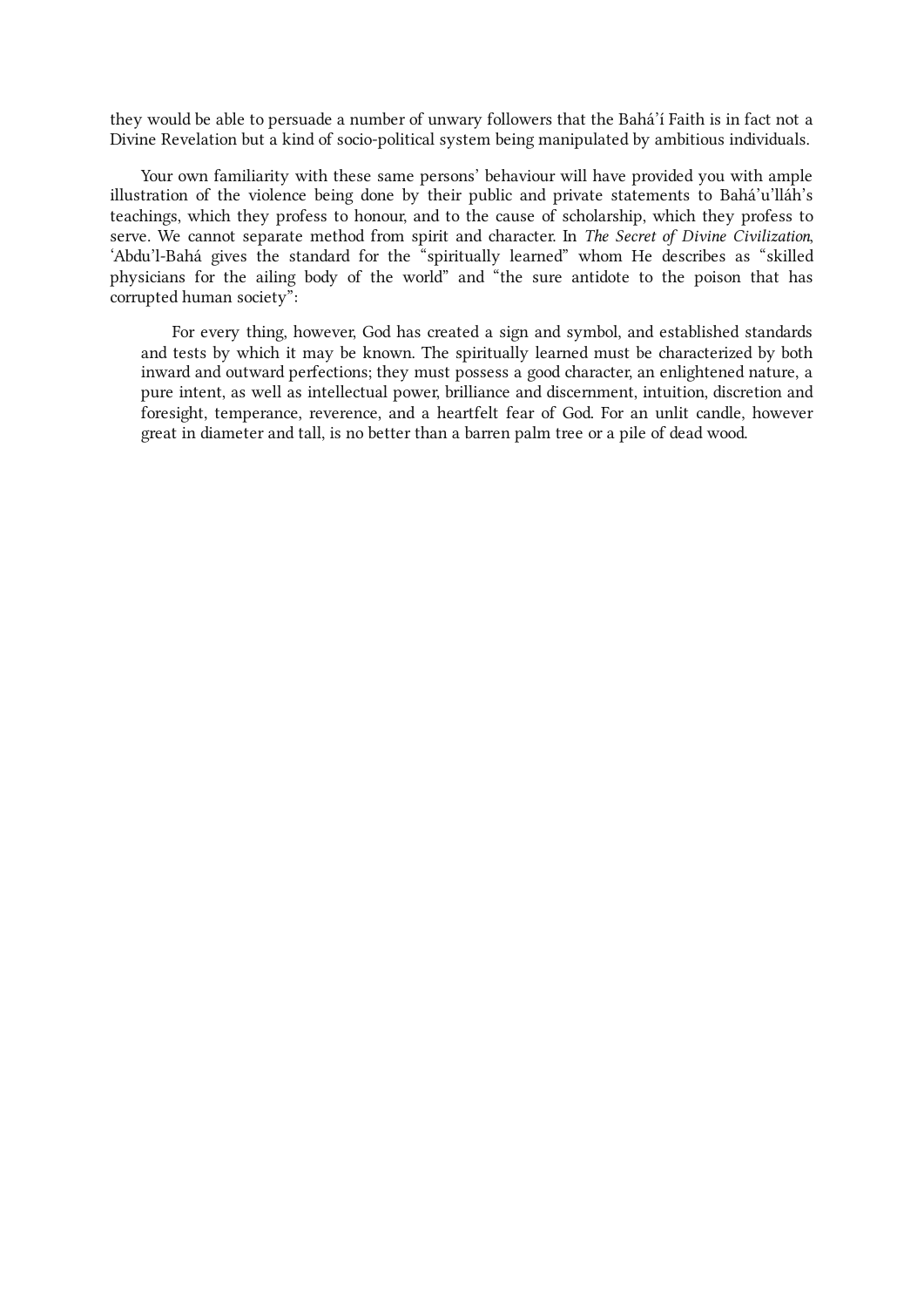they would be able to persuade a number of unwary followers that the Bahá'í Faith is in fact not a Divine Revelation but a kind of socio-political system being manipulated by ambitious individuals.

Your own familiarity with these same persons' behaviour will have provided you with ample illustration of the violence being done by their public and private statements to Bahá'u'lláh's teachings, which they profess to honour, and to the cause of scholarship, which they profess to serve. We cannot separate method from spirit and character. In *The Secret of Divine Civilization*, 'Abdu'l-Bahá gives the standard for the "spiritually learned" whom He describes as "skilled physicians for the ailing body of the world" and "the sure antidote to the poison that has corrupted human society":

> For every thing, however, God has created a sign and symbol, and established standards and tests by which it may be known. The spiritually learned must be characterized by both inward and outward perfections; they must possess a good character, an enlightened nature, a pure intent, as well as intellectual power, brilliance and discernment, intuition, discretion and foresight, temperance, reverence, and a heartfelt fear of God. For an unlit candle, however great in diameter and tall, is no better than a barren palm tree or a pile of dead wood.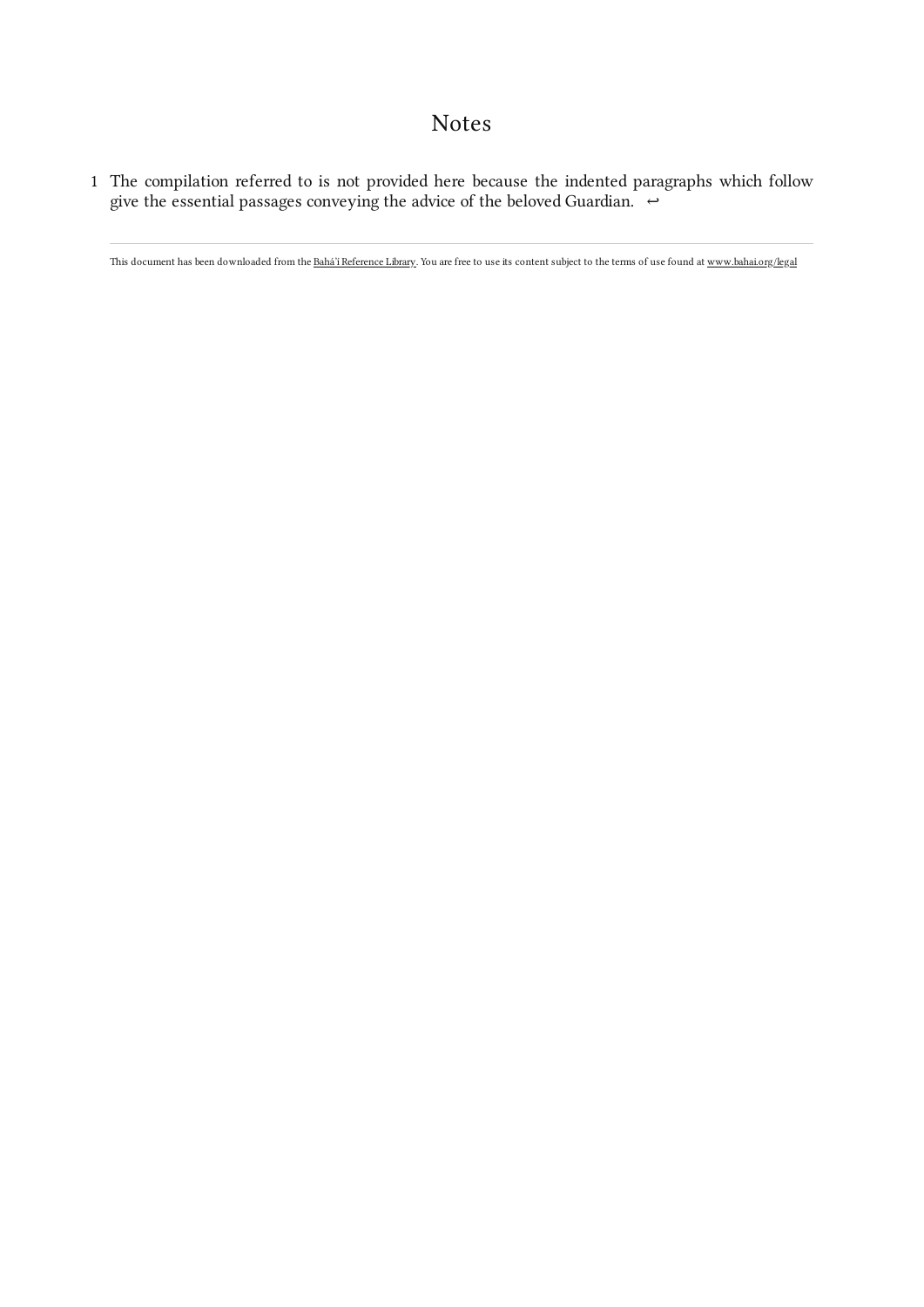# Notes

1. The compilation referred to is not provided here because the indented paragraphs which follow give the essential passages conveying the advice of the beloved Guardian. ↩

---

This document has been downloaded from the Bahá'í Reference Library. You are free to use its content subject to the terms of use found at www.bahai.org/legal